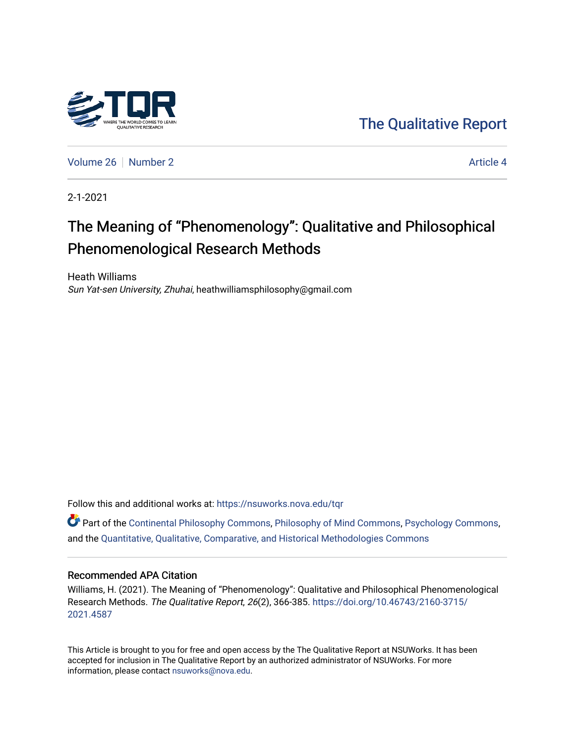The Qualitative Report

Volume 26 | Number 2 Article 4

2-1-2021

# The Meaning of "Phenomenology": Qualitative and Philosophical Phenomenological Research Methods

Heath Williams
*Sun Yat-sen University, Zhuhai*, heathwilliamsphilosophy@gmail.com

Follow this and additional works at: https://nsuworks.nova.edu/tqr

Part of the Continental Philosophy Commons, Philosophy of Mind Commons, Psychology Commons, and the Quantitative, Qualitative, Comparative, and Historical Methodologies Commons

### Recommended APA Citation

Williams, H. (2021). The Meaning of "Phenomenology": Qualitative and Philosophical Phenomenological Research Methods. *The Qualitative Report*, *26*(2), 366-385. https://doi.org/10.46743/2160-3715/2021.4587

This Article is brought to you for free and open access by the The Qualitative Report at NSUWorks. It has been accepted for inclusion in The Qualitative Report by an authorized administrator of NSUWorks. For more information, please contact nsuworks@nova.edu.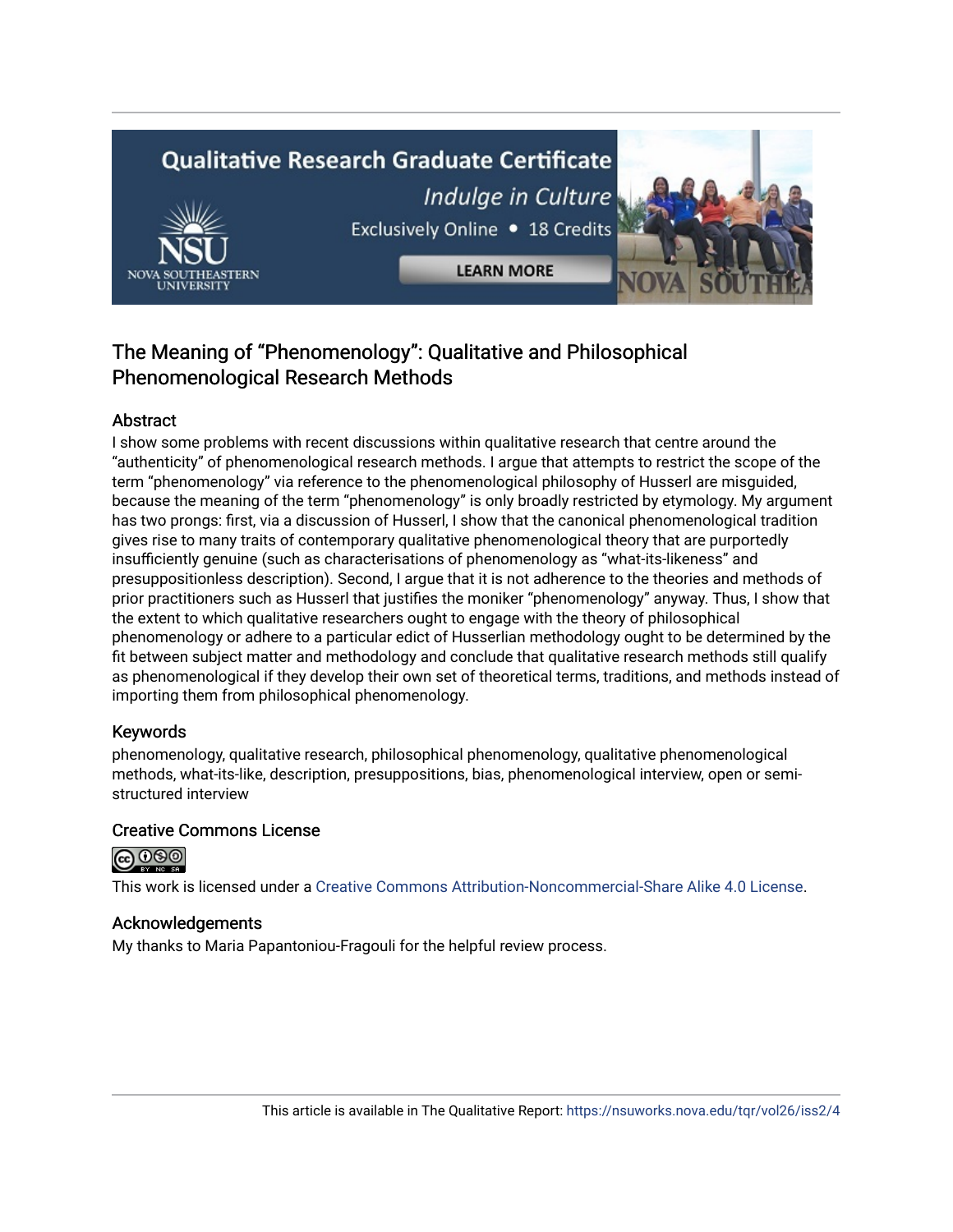## The Meaning of "Phenomenology": Qualitative and Philosophical Phenomenological Research Methods

### Abstract

I show some problems with recent discussions within qualitative research that centre around the "authenticity" of phenomenological research methods. I argue that attempts to restrict the scope of the term "phenomenology" via reference to the phenomenological philosophy of Husserl are misguided, because the meaning of the term "phenomenology" is only broadly restricted by etymology. My argument has two prongs: first, via a discussion of Husserl, I show that the canonical phenomenological tradition gives rise to many traits of contemporary qualitative phenomenological theory that are purportedly insufficiently genuine (such as characterisations of phenomenology as "what-its-likeness" and presuppositionless description). Second, I argue that it is not adherence to the theories and methods of prior practitioners such as Husserl that justifies the moniker "phenomenology" anyway. Thus, I show that the extent to which qualitative researchers ought to engage with the theory of philosophical phenomenology or adhere to a particular edict of Husserlian methodology ought to be determined by the fit between subject matter and methodology and conclude that qualitative research methods still qualify as phenomenological if they develop their own set of theoretical terms, traditions, and methods instead of importing them from philosophical phenomenology.

### Keywords

phenomenology, qualitative research, philosophical phenomenology, qualitative phenomenological methods, what-its-like, description, presuppositions, bias, phenomenological interview, open or semi-structured interview

### Creative Commons License

This work is licensed under a Creative Commons Attribution-Noncommercial-Share Alike 4.0 License.

### Acknowledgements

My thanks to Maria Papantoniou-Fragouli for the helpful review process.

This article is available in The Qualitative Report: https://nsuworks.nova.edu/tqr/vol26/iss2/4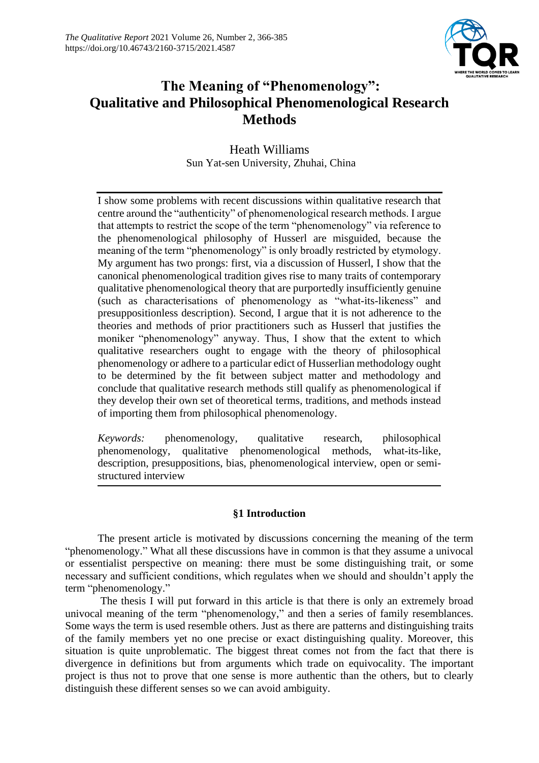# The Meaning of "Phenomenology": Qualitative and Philosophical Phenomenological Research Methods

Heath Williams
Sun Yat-sen University, Zhuhai, China

I show some problems with recent discussions within qualitative research that centre around the "authenticity" of phenomenological research methods. I argue that attempts to restrict the scope of the term "phenomenology" via reference to the phenomenological philosophy of Husserl are misguided, because the meaning of the term "phenomenology" is only broadly restricted by etymology. My argument has two prongs: first, via a discussion of Husserl, I show that the canonical phenomenological tradition gives rise to many traits of contemporary qualitative phenomenological theory that are purportedly insufficiently genuine (such as characterisations of phenomenology as "what-its-likeness" and presuppositionless description). Second, I argue that it is not adherence to the theories and methods of prior practitioners such as Husserl that justifies the moniker "phenomenology" anyway. Thus, I show that the extent to which qualitative researchers ought to engage with the theory of philosophical phenomenology or adhere to a particular edict of Husserlian methodology ought to be determined by the fit between subject matter and methodology and conclude that qualitative research methods still qualify as phenomenological if they develop their own set of theoretical terms, traditions, and methods instead of importing them from philosophical phenomenology.

*Keywords:* phenomenology, qualitative research, philosophical phenomenology, qualitative phenomenological methods, what-its-like, description, presuppositions, bias, phenomenological interview, open or semi-structured interview

## §1 Introduction

The present article is motivated by discussions concerning the meaning of the term "phenomenology." What all these discussions have in common is that they assume a univocal or essentialist perspective on meaning: there must be some distinguishing trait, or some necessary and sufficient conditions, which regulates when we should and shouldn't apply the term "phenomenology."

The thesis I will put forward in this article is that there is only an extremely broad univocal meaning of the term "phenomenology," and then a series of family resemblances. Some ways the term is used resemble others. Just as there are patterns and distinguishing traits of the family members yet no one precise or exact distinguishing quality. Moreover, this situation is quite unproblematic. The biggest threat comes not from the fact that there is divergence in definitions but from arguments which trade on equivocality. The important project is thus not to prove that one sense is more authentic than the others, but to clearly distinguish these different senses so we can avoid ambiguity.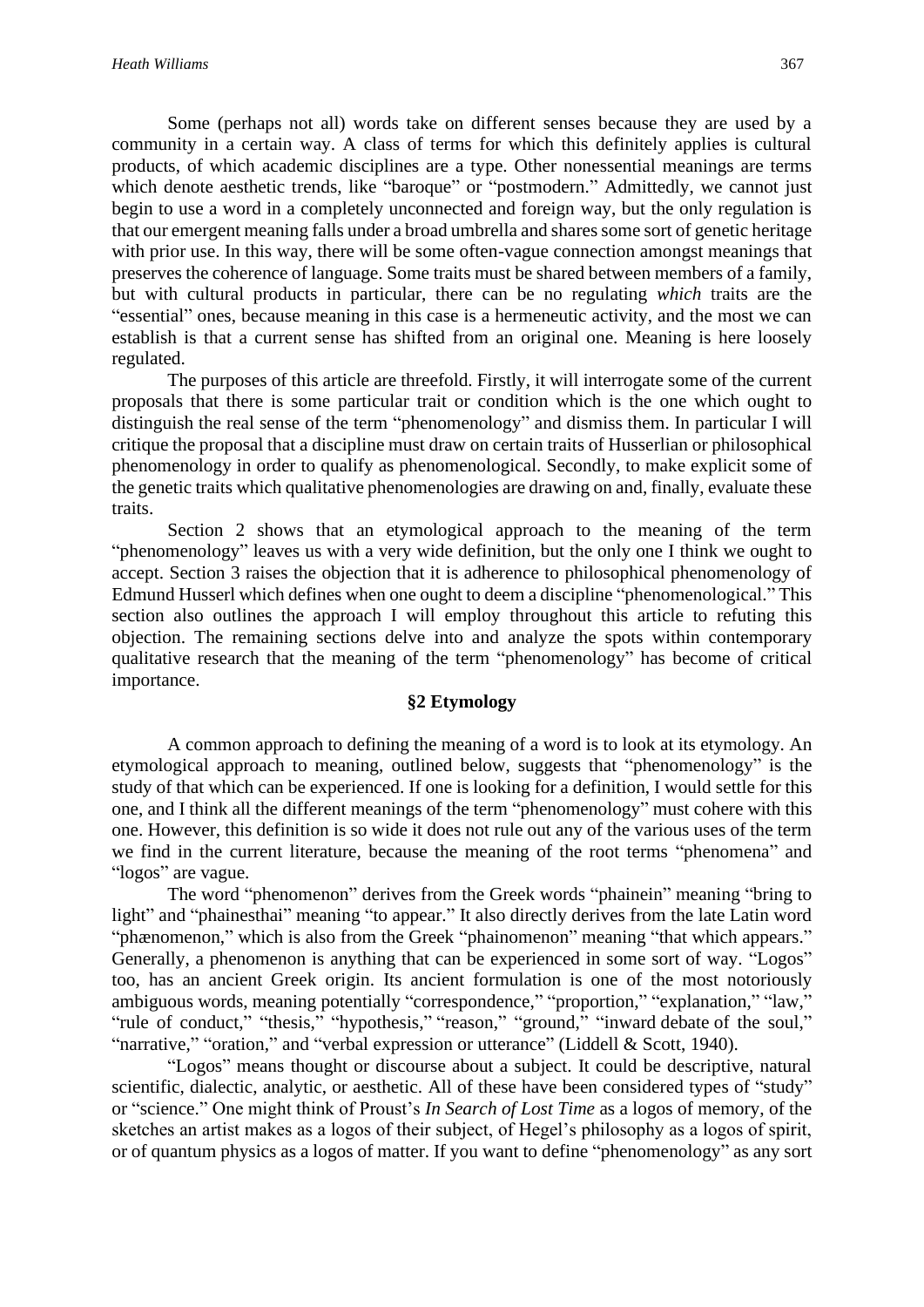Some (perhaps not all) words take on different senses because they are used by a community in a certain way. A class of terms for which this definitely applies is cultural products, of which academic disciplines are a type. Other nonessential meanings are terms which denote aesthetic trends, like "baroque" or "postmodern." Admittedly, we cannot just begin to use a word in a completely unconnected and foreign way, but the only regulation is that our emergent meaning falls under a broad umbrella and shares some sort of genetic heritage with prior use. In this way, there will be some often-vague connection amongst meanings that preserves the coherence of language. Some traits must be shared between members of a family, but with cultural products in particular, there can be no regulating *which* traits are the "essential" ones, because meaning in this case is a hermeneutic activity, and the most we can establish is that a current sense has shifted from an original one. Meaning is here loosely regulated.

The purposes of this article are threefold. Firstly, it will interrogate some of the current proposals that there is some particular trait or condition which is the one which ought to distinguish the real sense of the term "phenomenology" and dismiss them. In particular I will critique the proposal that a discipline must draw on certain traits of Husserlian or philosophical phenomenology in order to qualify as phenomenological. Secondly, to make explicit some of the genetic traits which qualitative phenomenologies are drawing on and, finally, evaluate these traits.

Section 2 shows that an etymological approach to the meaning of the term "phenomenology" leaves us with a very wide definition, but the only one I think we ought to accept. Section 3 raises the objection that it is adherence to philosophical phenomenology of Edmund Husserl which defines when one ought to deem a discipline "phenomenological." This section also outlines the approach I will employ throughout this article to refuting this objection. The remaining sections delve into and analyze the spots within contemporary qualitative research that the meaning of the term "phenomenology" has become of critical importance.

## §2 Etymology

A common approach to defining the meaning of a word is to look at its etymology. An etymological approach to meaning, outlined below, suggests that "phenomenology" is the study of that which can be experienced. If one is looking for a definition, I would settle for this one, and I think all the different meanings of the term "phenomenology" must cohere with this one. However, this definition is so wide it does not rule out any of the various uses of the term we find in the current literature, because the meaning of the root terms "phenomena" and "logos" are vague.

The word "phenomenon" derives from the Greek words "phainein" meaning "bring to light" and "phainesthai" meaning "to appear." It also directly derives from the late Latin word "phænomenon," which is also from the Greek "phainomenon" meaning "that which appears." Generally, a phenomenon is anything that can be experienced in some sort of way. "Logos" too, has an ancient Greek origin. Its ancient formulation is one of the most notoriously ambiguous words, meaning potentially "correspondence," "proportion," "explanation," "law," "rule of conduct," "thesis," "hypothesis," "reason," "ground," "inward debate of the soul," "narrative," "oration," and "verbal expression or utterance" (Liddell & Scott, 1940).

"Logos" means thought or discourse about a subject. It could be descriptive, natural scientific, dialectic, analytic, or aesthetic. All of these have been considered types of "study" or "science." One might think of Proust's *In Search of Lost Time* as a logos of memory, of the sketches an artist makes as a logos of their subject, of Hegel's philosophy as a logos of spirit, or of quantum physics as a logos of matter. If you want to define "phenomenology" as any sort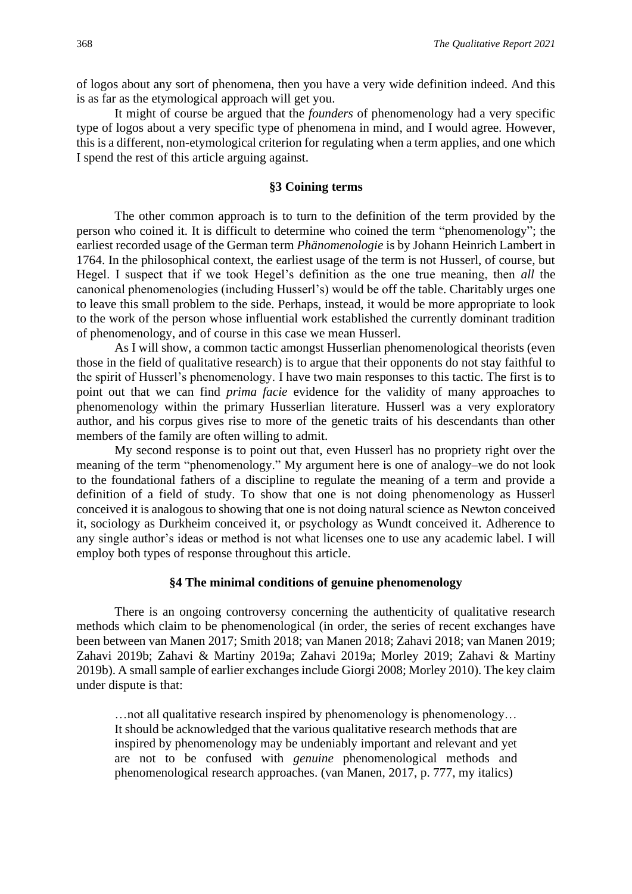of logos about any sort of phenomena, then you have a very wide definition indeed. And this is as far as the etymological approach will get you.

It might of course be argued that the *founders* of phenomenology had a very specific type of logos about a very specific type of phenomena in mind, and I would agree. However, this is a different, non-etymological criterion for regulating when a term applies, and one which I spend the rest of this article arguing against.

## §3 Coining terms

The other common approach is to turn to the definition of the term provided by the person who coined it. It is difficult to determine who coined the term "phenomenology"; the earliest recorded usage of the German term *Phänomenologie* is by Johann Heinrich Lambert in 1764. In the philosophical context, the earliest usage of the term is not Husserl, of course, but Hegel. I suspect that if we took Hegel's definition as the one true meaning, then *all* the canonical phenomenologies (including Husserl's) would be off the table. Charitably urges one to leave this small problem to the side. Perhaps, instead, it would be more appropriate to look to the work of the person whose influential work established the currently dominant tradition of phenomenology, and of course in this case we mean Husserl.

As I will show, a common tactic amongst Husserlian phenomenological theorists (even those in the field of qualitative research) is to argue that their opponents do not stay faithful to the spirit of Husserl's phenomenology. I have two main responses to this tactic. The first is to point out that we can find *prima facie* evidence for the validity of many approaches to phenomenology within the primary Husserlian literature. Husserl was a very exploratory author, and his corpus gives rise to more of the genetic traits of his descendants than other members of the family are often willing to admit.

My second response is to point out that, even Husserl has no propriety right over the meaning of the term "phenomenology." My argument here is one of analogy–we do not look to the foundational fathers of a discipline to regulate the meaning of a term and provide a definition of a field of study. To show that one is not doing phenomenology as Husserl conceived it is analogous to showing that one is not doing natural science as Newton conceived it, sociology as Durkheim conceived it, or psychology as Wundt conceived it. Adherence to any single author's ideas or method is not what licenses one to use any academic label. I will employ both types of response throughout this article.

## §4 The minimal conditions of genuine phenomenology

There is an ongoing controversy concerning the authenticity of qualitative research methods which claim to be phenomenological (in order, the series of recent exchanges have been between van Manen 2017; Smith 2018; van Manen 2018; Zahavi 2018; van Manen 2019; Zahavi 2019b; Zahavi & Martiny 2019a; Zahavi 2019a; Morley 2019; Zahavi & Martiny 2019b). A small sample of earlier exchanges include Giorgi 2008; Morley 2010). The key claim under dispute is that:

> …not all qualitative research inspired by phenomenology is phenomenology… It should be acknowledged that the various qualitative research methods that are inspired by phenomenology may be undeniably important and relevant and yet are not to be confused with *genuine* phenomenological methods and phenomenological research approaches. (van Manen, 2017, p. 777, my italics)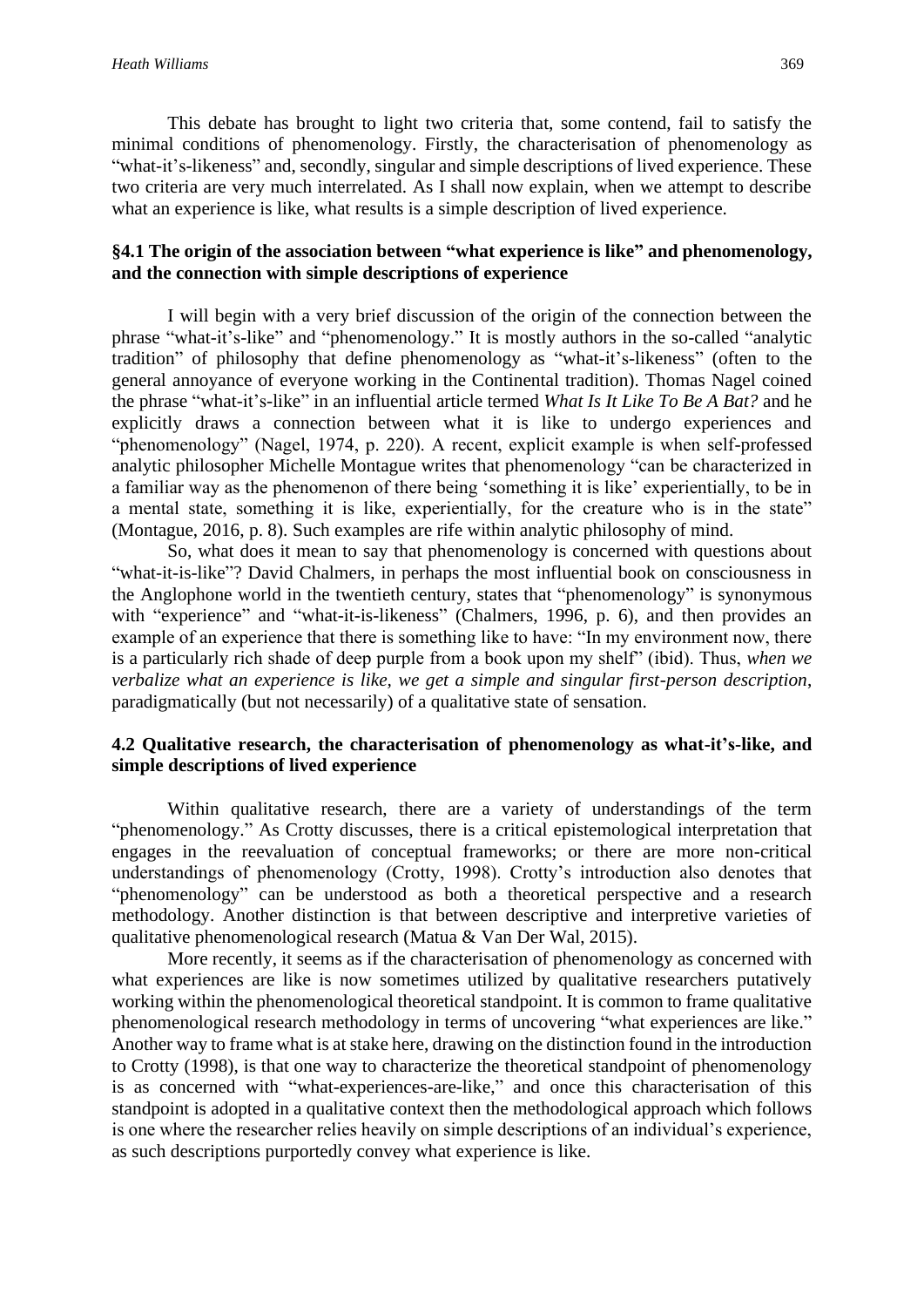This debate has brought to light two criteria that, some contend, fail to satisfy the minimal conditions of phenomenology. Firstly, the characterisation of phenomenology as "what-it's-likeness" and, secondly, singular and simple descriptions of lived experience. These two criteria are very much interrelated. As I shall now explain, when we attempt to describe what an experience is like, what results is a simple description of lived experience.

### §4.1 The origin of the association between "what experience is like" and phenomenology, and the connection with simple descriptions of experience

I will begin with a very brief discussion of the origin of the connection between the phrase "what-it's-like" and "phenomenology." It is mostly authors in the so-called "analytic tradition" of philosophy that define phenomenology as "what-it's-likeness" (often to the general annoyance of everyone working in the Continental tradition). Thomas Nagel coined the phrase "what-it's-like" in an influential article termed *What Is It Like To Be A Bat?* and he explicitly draws a connection between what it is like to undergo experiences and "phenomenology" (Nagel, 1974, p. 220). A recent, explicit example is when self-professed analytic philosopher Michelle Montague writes that phenomenology "can be characterized in a familiar way as the phenomenon of there being 'something it is like' experientially, to be in a mental state, something it is like, experientially, for the creature who is in the state" (Montague, 2016, p. 8). Such examples are rife within analytic philosophy of mind.

So, what does it mean to say that phenomenology is concerned with questions about "what-it-is-like"? David Chalmers, in perhaps the most influential book on consciousness in the Anglophone world in the twentieth century, states that "phenomenology" is synonymous with "experience" and "what-it-is-likeness" (Chalmers, 1996, p. 6), and then provides an example of an experience that there is something like to have: "In my environment now, there is a particularly rich shade of deep purple from a book upon my shelf" (ibid). Thus, *when we verbalize what an experience is like, we get a simple and singular first-person description*, paradigmatically (but not necessarily) of a qualitative state of sensation.

### 4.2 Qualitative research, the characterisation of phenomenology as what-it's-like, and simple descriptions of lived experience

Within qualitative research, there are a variety of understandings of the term "phenomenology." As Crotty discusses, there is a critical epistemological interpretation that engages in the reevaluation of conceptual frameworks; or there are more non-critical understandings of phenomenology (Crotty, 1998). Crotty's introduction also denotes that "phenomenology" can be understood as both a theoretical perspective and a research methodology. Another distinction is that between descriptive and interpretive varieties of qualitative phenomenological research (Matua & Van Der Wal, 2015).

More recently, it seems as if the characterisation of phenomenology as concerned with what experiences are like is now sometimes utilized by qualitative researchers putatively working within the phenomenological theoretical standpoint. It is common to frame qualitative phenomenological research methodology in terms of uncovering "what experiences are like." Another way to frame what is at stake here, drawing on the distinction found in the introduction to Crotty (1998), is that one way to characterize the theoretical standpoint of phenomenology is as concerned with "what-experiences-are-like," and once this characterisation of this standpoint is adopted in a qualitative context then the methodological approach which follows is one where the researcher relies heavily on simple descriptions of an individual's experience, as such descriptions purportedly convey what experience is like.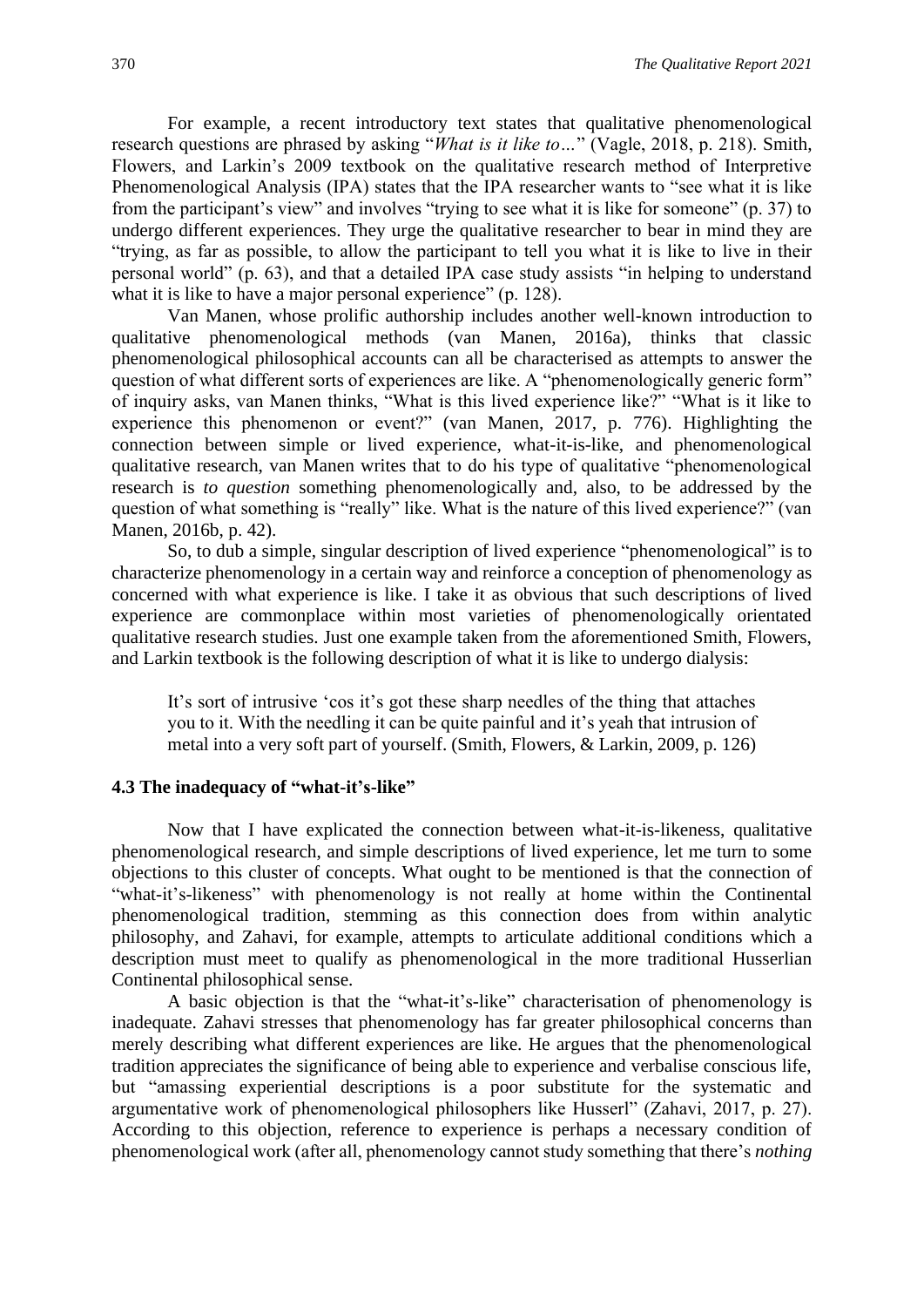For example, a recent introductory text states that qualitative phenomenological research questions are phrased by asking "*What is it like to…*" (Vagle, 2018, p. 218). Smith, Flowers, and Larkin's 2009 textbook on the qualitative research method of Interpretive Phenomenological Analysis (IPA) states that the IPA researcher wants to "see what it is like from the participant's view" and involves "trying to see what it is like for someone" (p. 37) to undergo different experiences. They urge the qualitative researcher to bear in mind they are "trying, as far as possible, to allow the participant to tell you what it is like to live in their personal world" (p. 63), and that a detailed IPA case study assists "in helping to understand what it is like to have a major personal experience" (p. 128).

Van Manen, whose prolific authorship includes another well-known introduction to qualitative phenomenological methods (van Manen, 2016a), thinks that classic phenomenological philosophical accounts can all be characterised as attempts to answer the question of what different sorts of experiences are like. A "phenomenologically generic form" of inquiry asks, van Manen thinks, "What is this lived experience like?" "What is it like to experience this phenomenon or event?" (van Manen, 2017, p. 776). Highlighting the connection between simple or lived experience, what-it-is-like, and phenomenological qualitative research, van Manen writes that to do his type of qualitative "phenomenological research is *to question* something phenomenologically and, also, to be addressed by the question of what something is "really" like. What is the nature of this lived experience?" (van Manen, 2016b, p. 42).

So, to dub a simple, singular description of lived experience "phenomenological" is to characterize phenomenology in a certain way and reinforce a conception of phenomenology as concerned with what experience is like. I take it as obvious that such descriptions of lived experience are commonplace within most varieties of phenomenologically orientated qualitative research studies. Just one example taken from the aforementioned Smith, Flowers, and Larkin textbook is the following description of what it is like to undergo dialysis:

> It's sort of intrusive 'cos it's got these sharp needles of the thing that attaches you to it. With the needling it can be quite painful and it's yeah that intrusion of metal into a very soft part of yourself. (Smith, Flowers, & Larkin, 2009, p. 126)

### 4.3 The inadequacy of "what-it's-like"

Now that I have explicated the connection between what-it-is-likeness, qualitative phenomenological research, and simple descriptions of lived experience, let me turn to some objections to this cluster of concepts. What ought to be mentioned is that the connection of "what-it's-likeness" with phenomenology is not really at home within the Continental phenomenological tradition, stemming as this connection does from within analytic philosophy, and Zahavi, for example, attempts to articulate additional conditions which a description must meet to qualify as phenomenological in the more traditional Husserlian Continental philosophical sense.

A basic objection is that the "what-it's-like" characterisation of phenomenology is inadequate. Zahavi stresses that phenomenology has far greater philosophical concerns than merely describing what different experiences are like. He argues that the phenomenological tradition appreciates the significance of being able to experience and verbalise conscious life, but "amassing experiential descriptions is a poor substitute for the systematic and argumentative work of phenomenological philosophers like Husserl" (Zahavi, 2017, p. 27). According to this objection, reference to experience is perhaps a necessary condition of phenomenological work (after all, phenomenology cannot study something that there's *nothing*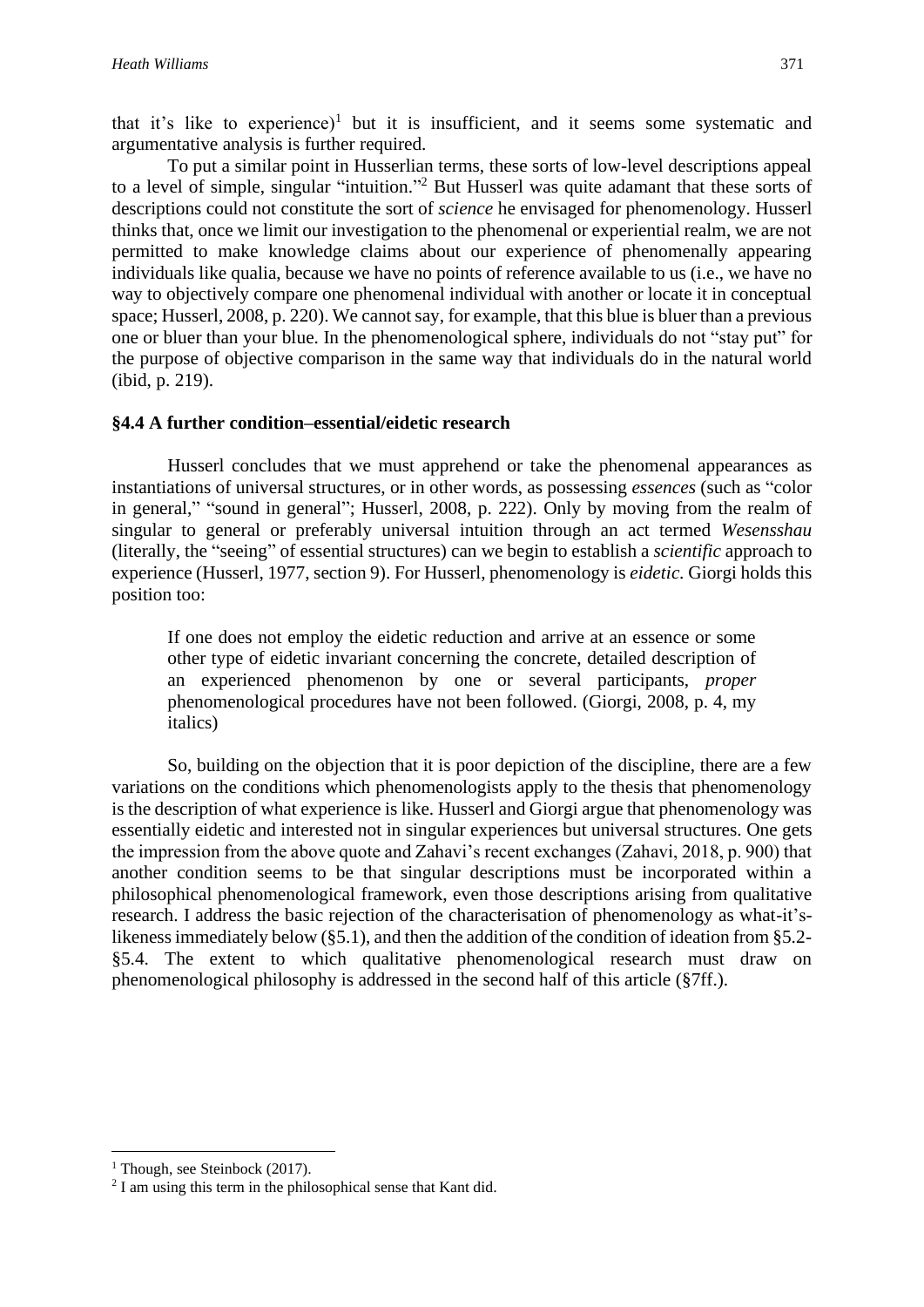that it's like to experience)[1] but it is insufficient, and it seems some systematic and argumentative analysis is further required.

To put a similar point in Husserlian terms, these sorts of low-level descriptions appeal to a level of simple, singular "intuition."[2] But Husserl was quite adamant that these sorts of descriptions could not constitute the sort of *science* he envisaged for phenomenology. Husserl thinks that, once we limit our investigation to the phenomenal or experiential realm, we are not permitted to make knowledge claims about our experience of phenomenally appearing individuals like qualia, because we have no points of reference available to us (i.e., we have no way to objectively compare one phenomenal individual with another or locate it in conceptual space; Husserl, 2008, p. 220). We cannot say, for example, that this blue is bluer than a previous one or bluer than your blue. In the phenomenological sphere, individuals do not "stay put" for the purpose of objective comparison in the same way that individuals do in the natural world (ibid, p. 219).

### §4.4 A further condition–essential/eidetic research

Husserl concludes that we must apprehend or take the phenomenal appearances as instantiations of universal structures, or in other words, as possessing *essences* (such as "color in general," "sound in general"; Husserl, 2008, p. 222). Only by moving from the realm of singular to general or preferably universal intuition through an act termed *Wesensshau* (literally, the "seeing" of essential structures) can we begin to establish a *scientific* approach to experience (Husserl, 1977, section 9). For Husserl, phenomenology is *eidetic*. Giorgi holds this position too:

> If one does not employ the eidetic reduction and arrive at an essence or some other type of eidetic invariant concerning the concrete, detailed description of an experienced phenomenon by one or several participants, *proper* phenomenological procedures have not been followed. (Giorgi, 2008, p. 4, my italics)

So, building on the objection that it is poor depiction of the discipline, there are a few variations on the conditions which phenomenologists apply to the thesis that phenomenology is the description of what experience is like. Husserl and Giorgi argue that phenomenology was essentially eidetic and interested not in singular experiences but universal structures. One gets the impression from the above quote and Zahavi's recent exchanges (Zahavi, 2018, p. 900) that another condition seems to be that singular descriptions must be incorporated within a philosophical phenomenological framework, even those descriptions arising from qualitative research. I address the basic rejection of the characterisation of phenomenology as what-it's-likeness immediately below (§5.1), and then the addition of the condition of ideation from §5.2-§5.4. The extent to which qualitative phenomenological research must draw on phenomenological philosophy is addressed in the second half of this article (§7ff.).

---

[1] Though, see Steinbock (2017).

[2] I am using this term in the philosophical sense that Kant did.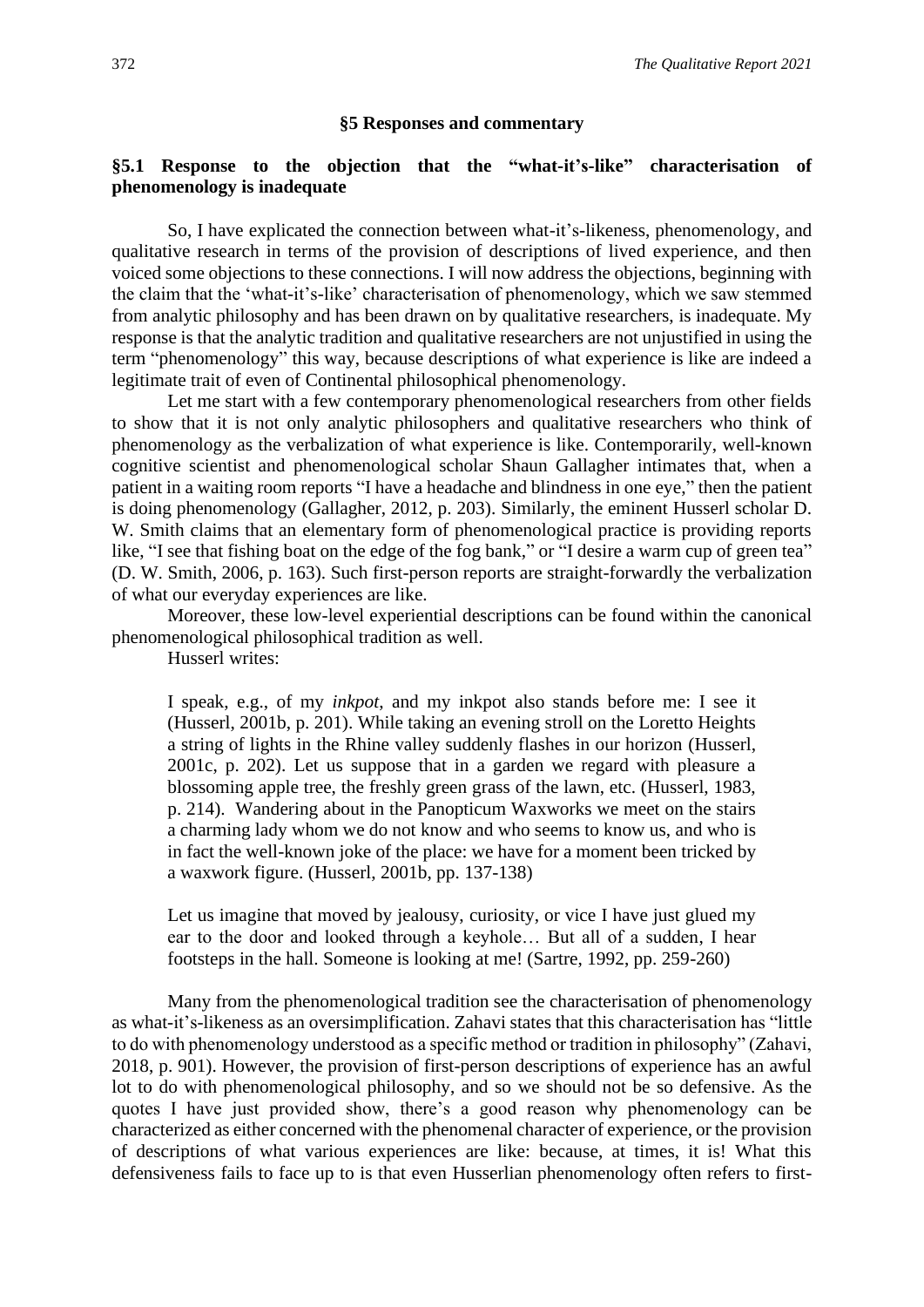## §5 Responses and commentary

### §5.1 Response to the objection that the "what-it's-like" characterisation of phenomenology is inadequate

So, I have explicated the connection between what-it's-likeness, phenomenology, and qualitative research in terms of the provision of descriptions of lived experience, and then voiced some objections to these connections. I will now address the objections, beginning with the claim that the 'what-it's-like' characterisation of phenomenology, which we saw stemmed from analytic philosophy and has been drawn on by qualitative researchers, is inadequate. My response is that the analytic tradition and qualitative researchers are not unjustified in using the term "phenomenology" this way, because descriptions of what experience is like are indeed a legitimate trait of even of Continental philosophical phenomenology.

Let me start with a few contemporary phenomenological researchers from other fields to show that it is not only analytic philosophers and qualitative researchers who think of phenomenology as the verbalization of what experience is like. Contemporarily, well-known cognitive scientist and phenomenological scholar Shaun Gallagher intimates that, when a patient in a waiting room reports "I have a headache and blindness in one eye," then the patient is doing phenomenology (Gallagher, 2012, p. 203). Similarly, the eminent Husserl scholar D. W. Smith claims that an elementary form of phenomenological practice is providing reports like, "I see that fishing boat on the edge of the fog bank," or "I desire a warm cup of green tea" (D. W. Smith, 2006, p. 163). Such first-person reports are straight-forwardly the verbalization of what our everyday experiences are like.

Moreover, these low-level experiential descriptions can be found within the canonical phenomenological philosophical tradition as well.

Husserl writes:

> I speak, e.g., of my *inkpot*, and my inkpot also stands before me: I see it (Husserl, 2001b, p. 201). While taking an evening stroll on the Loretto Heights a string of lights in the Rhine valley suddenly flashes in our horizon (Husserl, 2001c, p. 202). Let us suppose that in a garden we regard with pleasure a blossoming apple tree, the freshly green grass of the lawn, etc. (Husserl, 1983, p. 214). Wandering about in the Panopticum Waxworks we meet on the stairs a charming lady whom we do not know and who seems to know us, and who is in fact the well-known joke of the place: we have for a moment been tricked by a waxwork figure. (Husserl, 2001b, pp. 137-138)

> Let us imagine that moved by jealousy, curiosity, or vice I have just glued my ear to the door and looked through a keyhole… But all of a sudden, I hear footsteps in the hall. Someone is looking at me! (Sartre, 1992, pp. 259-260)

Many from the phenomenological tradition see the characterisation of phenomenology as what-it's-likeness as an oversimplification. Zahavi states that this characterisation has "little to do with phenomenology understood as a specific method or tradition in philosophy" (Zahavi, 2018, p. 901). However, the provision of first-person descriptions of experience has an awful lot to do with phenomenological philosophy, and so we should not be so defensive. As the quotes I have just provided show, there's a good reason why phenomenology can be characterized as either concerned with the phenomenal character of experience, or the provision of descriptions of what various experiences are like: because, at times, it is! What this defensiveness fails to face up to is that even Husserlian phenomenology often refers to first-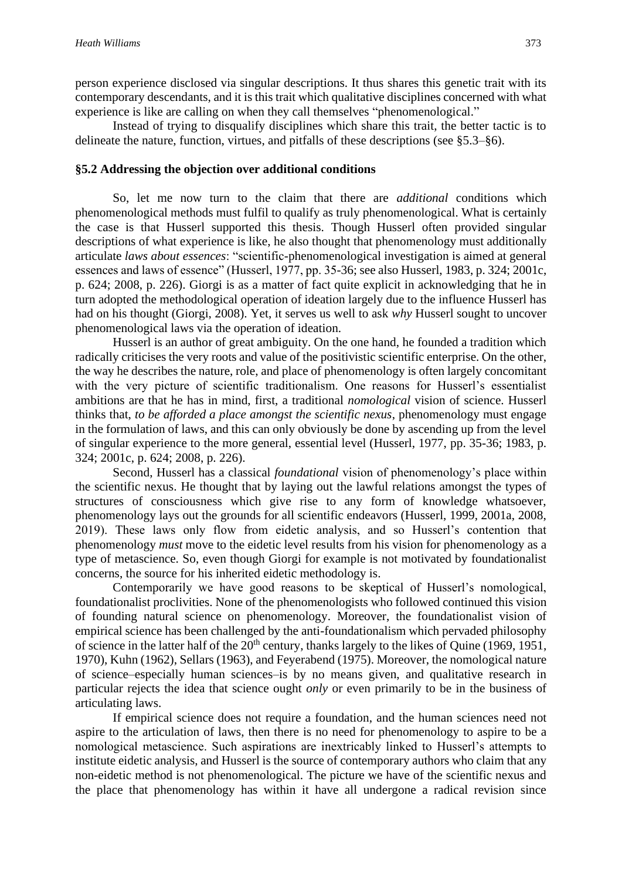person experience disclosed via singular descriptions. It thus shares this genetic trait with its contemporary descendants, and it is this trait which qualitative disciplines concerned with what experience is like are calling on when they call themselves "phenomenological."

Instead of trying to disqualify disciplines which share this trait, the better tactic is to delineate the nature, function, virtues, and pitfalls of these descriptions (see §5.3–§6).

### §5.2 Addressing the objection over additional conditions

So, let me now turn to the claim that there are *additional* conditions which phenomenological methods must fulfil to qualify as truly phenomenological. What is certainly the case is that Husserl supported this thesis. Though Husserl often provided singular descriptions of what experience is like, he also thought that phenomenology must additionally articulate *laws about essences*: "scientific-phenomenological investigation is aimed at general essences and laws of essence" (Husserl, 1977, pp. 35-36; see also Husserl, 1983, p. 324; 2001c, p. 624; 2008, p. 226). Giorgi is as a matter of fact quite explicit in acknowledging that he in turn adopted the methodological operation of ideation largely due to the influence Husserl has had on his thought (Giorgi, 2008). Yet, it serves us well to ask *why* Husserl sought to uncover phenomenological laws via the operation of ideation.

Husserl is an author of great ambiguity. On the one hand, he founded a tradition which radically criticises the very roots and value of the positivistic scientific enterprise. On the other, the way he describes the nature, role, and place of phenomenology is often largely concomitant with the very picture of scientific traditionalism. One reasons for Husserl's essentialist ambitions are that he has in mind, first, a traditional *nomological* vision of science. Husserl thinks that, *to be afforded a place amongst the scientific nexus*, phenomenology must engage in the formulation of laws, and this can only obviously be done by ascending up from the level of singular experience to the more general, essential level (Husserl, 1977, pp. 35-36; 1983, p. 324; 2001c, p. 624; 2008, p. 226).

Second, Husserl has a classical *foundational* vision of phenomenology's place within the scientific nexus. He thought that by laying out the lawful relations amongst the types of structures of consciousness which give rise to any form of knowledge whatsoever, phenomenology lays out the grounds for all scientific endeavors (Husserl, 1999, 2001a, 2008, 2019). These laws only flow from eidetic analysis, and so Husserl's contention that phenomenology *must* move to the eidetic level results from his vision for phenomenology as a type of metascience. So, even though Giorgi for example is not motivated by foundationalist concerns, the source for his inherited eidetic methodology is.

Contemporarily we have good reasons to be skeptical of Husserl's nomological, foundationalist proclivities. None of the phenomenologists who followed continued this vision of founding natural science on phenomenology. Moreover, the foundationalist vision of empirical science has been challenged by the anti-foundationalism which pervaded philosophy of science in the latter half of the 20th century, thanks largely to the likes of Quine (1969, 1951, 1970), Kuhn (1962), Sellars (1963), and Feyerabend (1975). Moreover, the nomological nature of science–especially human sciences–is by no means given, and qualitative research in particular rejects the idea that science ought *only* or even primarily to be in the business of articulating laws.

If empirical science does not require a foundation, and the human sciences need not aspire to the articulation of laws, then there is no need for phenomenology to aspire to be a nomological metascience. Such aspirations are inextricably linked to Husserl's attempts to institute eidetic analysis, and Husserl is the source of contemporary authors who claim that any non-eidetic method is not phenomenological. The picture we have of the scientific nexus and the place that phenomenology has within it have all undergone a radical revision since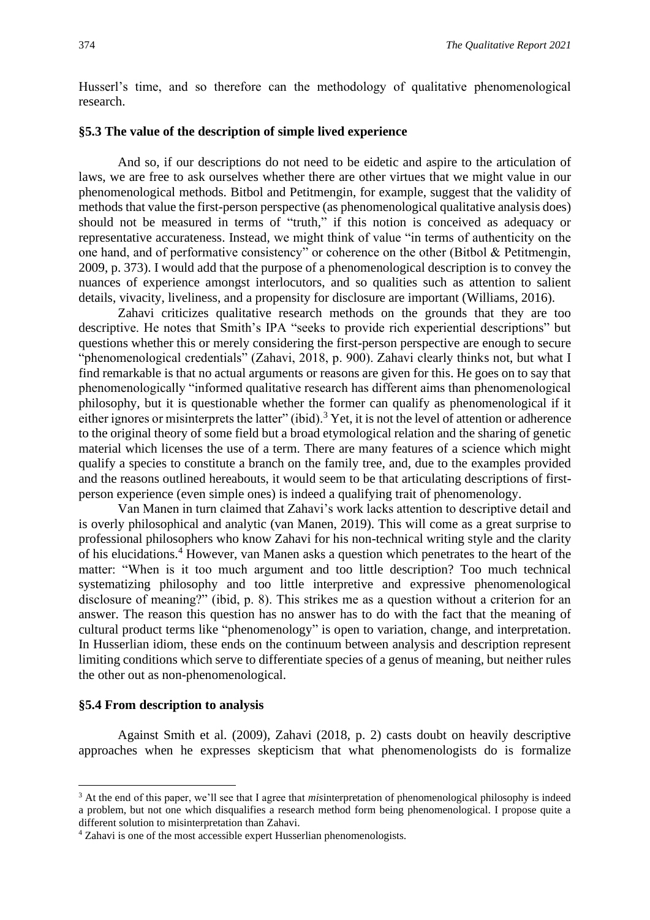Husserl's time, and so therefore can the methodology of qualitative phenomenological research.

### §5.3 The value of the description of simple lived experience

And so, if our descriptions do not need to be eidetic and aspire to the articulation of laws, we are free to ask ourselves whether there are other virtues that we might value in our phenomenological methods. Bitbol and Petitmengin, for example, suggest that the validity of methods that value the first-person perspective (as phenomenological qualitative analysis does) should not be measured in terms of "truth," if this notion is conceived as adequacy or representative accurateness. Instead, we might think of value "in terms of authenticity on the one hand, and of performative consistency" or coherence on the other (Bitbol & Petitmengin, 2009, p. 373). I would add that the purpose of a phenomenological description is to convey the nuances of experience amongst interlocutors, and so qualities such as attention to salient details, vivacity, liveliness, and a propensity for disclosure are important (Williams, 2016).

Zahavi criticizes qualitative research methods on the grounds that they are too descriptive. He notes that Smith's IPA "seeks to provide rich experiential descriptions" but questions whether this or merely considering the first-person perspective are enough to secure "phenomenological credentials" (Zahavi, 2018, p. 900). Zahavi clearly thinks not, but what I find remarkable is that no actual arguments or reasons are given for this. He goes on to say that phenomenologically "informed qualitative research has different aims than phenomenological philosophy, but it is questionable whether the former can qualify as phenomenological if it either ignores or misinterprets the latter" (ibid).[3] Yet, it is not the level of attention or adherence to the original theory of some field but a broad etymological relation and the sharing of genetic material which licenses the use of a term. There are many features of a science which might qualify a species to constitute a branch on the family tree, and, due to the examples provided and the reasons outlined hereabouts, it would seem to be that articulating descriptions of first-person experience (even simple ones) is indeed a qualifying trait of phenomenology.

Van Manen in turn claimed that Zahavi's work lacks attention to descriptive detail and is overly philosophical and analytic (van Manen, 2019). This will come as a great surprise to professional philosophers who know Zahavi for his non-technical writing style and the clarity of his elucidations.[4] However, van Manen asks a question which penetrates to the heart of the matter: "When is it too much argument and too little description? Too much technical systematizing philosophy and too little interpretive and expressive phenomenological disclosure of meaning?" (ibid, p. 8). This strikes me as a question without a criterion for an answer. The reason this question has no answer has to do with the fact that the meaning of cultural product terms like "phenomenology" is open to variation, change, and interpretation. In Husserlian idiom, these ends on the continuum between analysis and description represent limiting conditions which serve to differentiate species of a genus of meaning, but neither rules the other out as non-phenomenological.

### §5.4 From description to analysis

Against Smith et al. (2009), Zahavi (2018, p. 2) casts doubt on heavily descriptive approaches when he expresses skepticism that what phenomenologists do is formalize

---

[3] At the end of this paper, we'll see that I agree that *mis*interpretation of phenomenological philosophy is indeed a problem, but not one which disqualifies a research method form being phenomenological. I propose quite a different solution to misinterpretation than Zahavi.

[4] Zahavi is one of the most accessible expert Husserlian phenomenologists.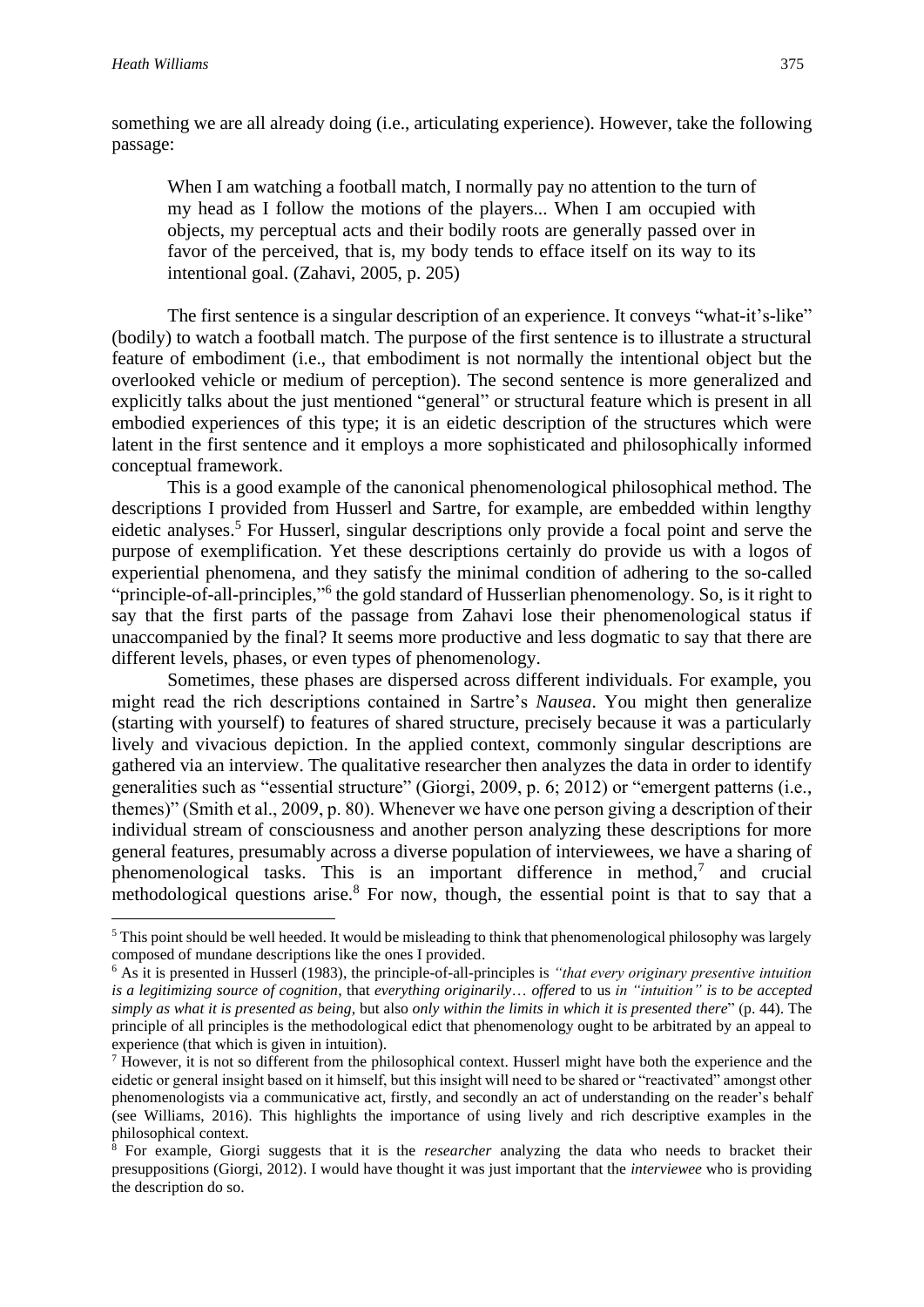something we are all already doing (i.e., articulating experience). However, take the following passage:

> When I am watching a football match, I normally pay no attention to the turn of my head as I follow the motions of the players... When I am occupied with objects, my perceptual acts and their bodily roots are generally passed over in favor of the perceived, that is, my body tends to efface itself on its way to its intentional goal. (Zahavi, 2005, p. 205)

The first sentence is a singular description of an experience. It conveys "what-it's-like" (bodily) to watch a football match. The purpose of the first sentence is to illustrate a structural feature of embodiment (i.e., that embodiment is not normally the intentional object but the overlooked vehicle or medium of perception). The second sentence is more generalized and explicitly talks about the just mentioned "general" or structural feature which is present in all embodied experiences of this type; it is an eidetic description of the structures which were latent in the first sentence and it employs a more sophisticated and philosophically informed conceptual framework.

This is a good example of the canonical phenomenological philosophical method. The descriptions I provided from Husserl and Sartre, for example, are embedded within lengthy eidetic analyses.[5] For Husserl, singular descriptions only provide a focal point and serve the purpose of exemplification. Yet these descriptions certainly do provide us with a logos of experiential phenomena, and they satisfy the minimal condition of adhering to the so-called "principle-of-all-principles,"[6] the gold standard of Husserlian phenomenology. So, is it right to say that the first parts of the passage from Zahavi lose their phenomenological status if unaccompanied by the final? It seems more productive and less dogmatic to say that there are different levels, phases, or even types of phenomenology.

Sometimes, these phases are dispersed across different individuals. For example, you might read the rich descriptions contained in Sartre's *Nausea*. You might then generalize (starting with yourself) to features of shared structure, precisely because it was a particularly lively and vivacious depiction. In the applied context, commonly singular descriptions are gathered via an interview. The qualitative researcher then analyzes the data in order to identify generalities such as "essential structure" (Giorgi, 2009, p. 6; 2012) or "emergent patterns (i.e., themes)" (Smith et al., 2009, p. 80). Whenever we have one person giving a description of their individual stream of consciousness and another person analyzing these descriptions for more general features, presumably across a diverse population of interviewees, we have a sharing of phenomenological tasks. This is an important difference in method,[7] and crucial methodological questions arise.[8] For now, though, the essential point is that to say that a

---

[5] This point should be well heeded. It would be misleading to think that phenomenological philosophy was largely composed of mundane descriptions like the ones I provided.

[6] As it is presented in Husserl (1983), the principle-of-all-principles is *"that every originary presentive intuition is a legitimizing source of cognition*, that *everything originarily… offered* to us *in "intuition" is to be accepted simply as what it is presented as being*, but also *only within the limits in which it is presented there*" (p. 44). The principle of all principles is the methodological edict that phenomenology ought to be arbitrated by an appeal to experience (that which is given in intuition).

[7] However, it is not so different from the philosophical context. Husserl might have both the experience and the eidetic or general insight based on it himself, but this insight will need to be shared or "reactivated" amongst other phenomenologists via a communicative act, firstly, and secondly an act of understanding on the reader's behalf (see Williams, 2016). This highlights the importance of using lively and rich descriptive examples in the philosophical context.

[8] For example, Giorgi suggests that it is the *researcher* analyzing the data who needs to bracket their presuppositions (Giorgi, 2012). I would have thought it was just important that the *interviewee* who is providing the description do so.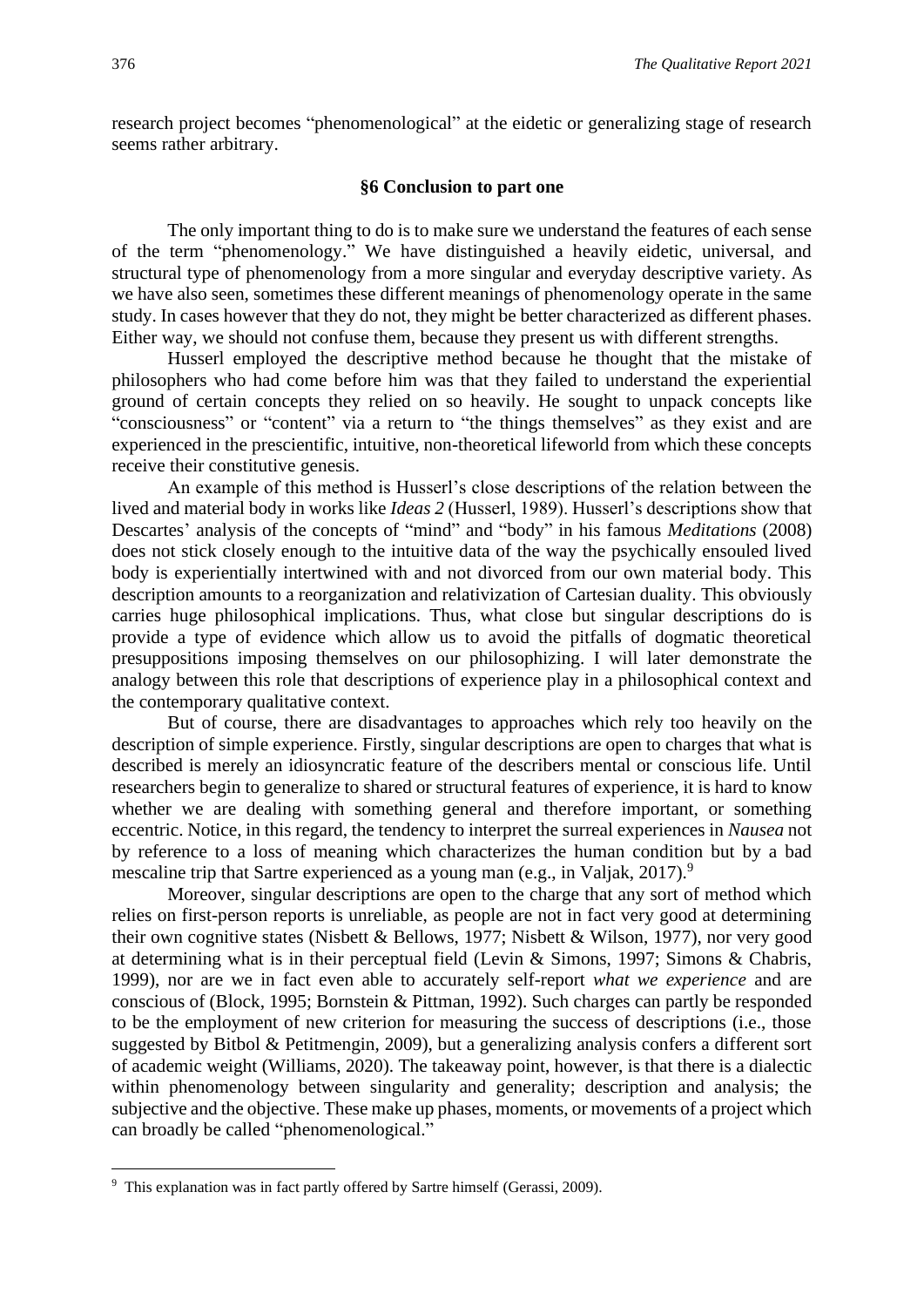research project becomes "phenomenological" at the eidetic or generalizing stage of research seems rather arbitrary.

### §6 Conclusion to part one

The only important thing to do is to make sure we understand the features of each sense of the term "phenomenology." We have distinguished a heavily eidetic, universal, and structural type of phenomenology from a more singular and everyday descriptive variety. As we have also seen, sometimes these different meanings of phenomenology operate in the same study. In cases however that they do not, they might be better characterized as different phases. Either way, we should not confuse them, because they present us with different strengths.

Husserl employed the descriptive method because he thought that the mistake of philosophers who had come before him was that they failed to understand the experiential ground of certain concepts they relied on so heavily. He sought to unpack concepts like "consciousness" or "content" via a return to "the things themselves" as they exist and are experienced in the prescientific, intuitive, non-theoretical lifeworld from which these concepts receive their constitutive genesis.

An example of this method is Husserl's close descriptions of the relation between the lived and material body in works like *Ideas 2* (Husserl, 1989). Husserl's descriptions show that Descartes' analysis of the concepts of "mind" and "body" in his famous *Meditations* (2008) does not stick closely enough to the intuitive data of the way the psychically ensouled lived body is experientially intertwined with and not divorced from our own material body. This description amounts to a reorganization and relativization of Cartesian duality. This obviously carries huge philosophical implications. Thus, what close but singular descriptions do is provide a type of evidence which allow us to avoid the pitfalls of dogmatic theoretical presuppositions imposing themselves on our philosophizing. I will later demonstrate the analogy between this role that descriptions of experience play in a philosophical context and the contemporary qualitative context.

But of course, there are disadvantages to approaches which rely too heavily on the description of simple experience. Firstly, singular descriptions are open to charges that what is described is merely an idiosyncratic feature of the describers mental or conscious life. Until researchers begin to generalize to shared or structural features of experience, it is hard to know whether we are dealing with something general and therefore important, or something eccentric. Notice, in this regard, the tendency to interpret the surreal experiences in *Nausea* not by reference to a loss of meaning which characterizes the human condition but by a bad mescaline trip that Sartre experienced as a young man (e.g., in Valjak, 2017).[9]

Moreover, singular descriptions are open to the charge that any sort of method which relies on first-person reports is unreliable, as people are not in fact very good at determining their own cognitive states (Nisbett & Bellows, 1977; Nisbett & Wilson, 1977), nor very good at determining what is in their perceptual field (Levin & Simons, 1997; Simons & Chabris, 1999), nor are we in fact even able to accurately self-report *what we experience* and are conscious of (Block, 1995; Bornstein & Pittman, 1992). Such charges can partly be responded to be the employment of new criterion for measuring the success of descriptions (i.e., those suggested by Bitbol & Petitmengin, 2009), but a generalizing analysis confers a different sort of academic weight (Williams, 2020). The takeaway point, however, is that there is a dialectic within phenomenology between singularity and generality; description and analysis; the subjective and the objective. These make up phases, moments, or movements of a project which can broadly be called "phenomenological."

[9] This explanation was in fact partly offered by Sartre himself (Gerassi, 2009).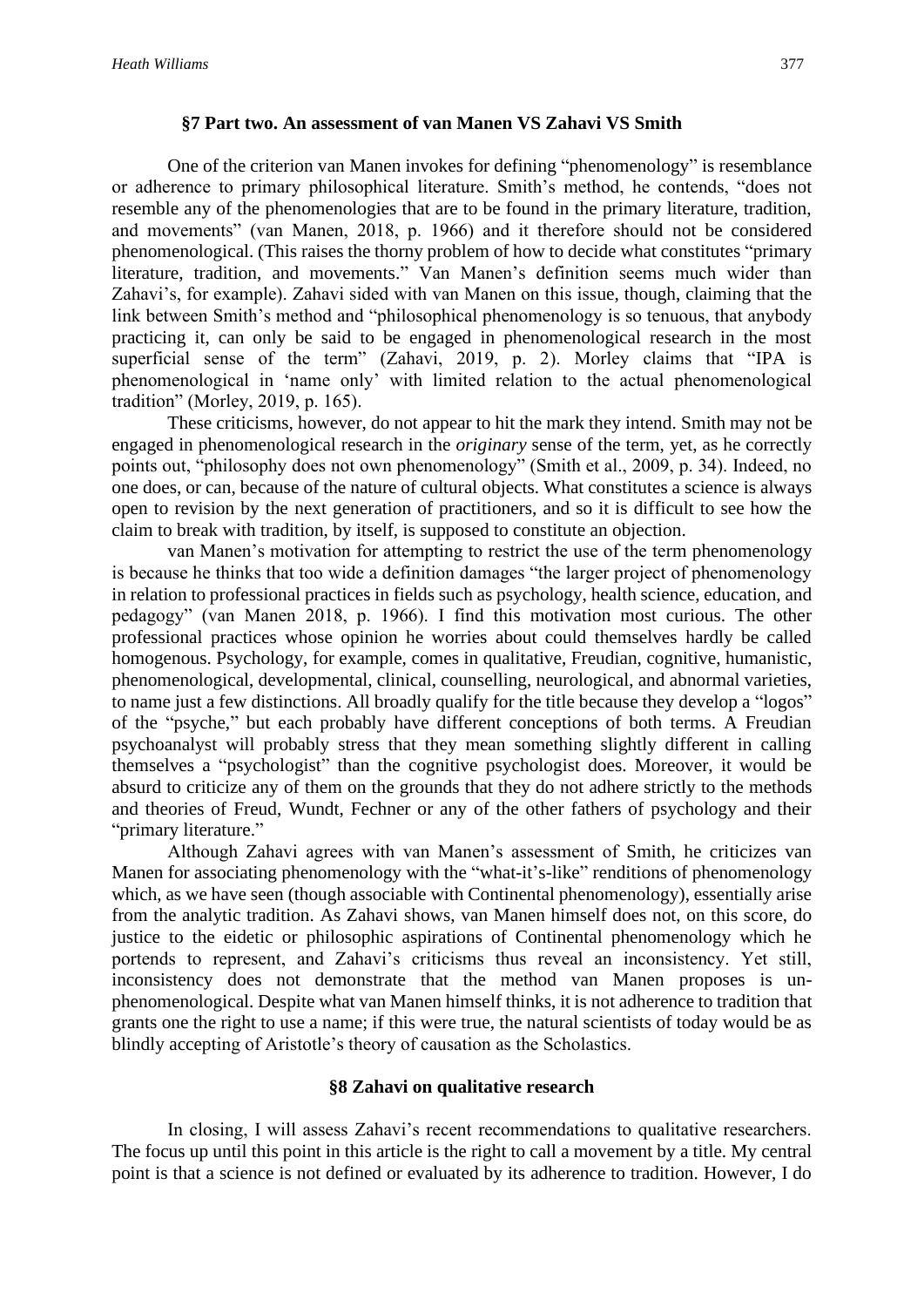### §7 Part two. An assessment of van Manen VS Zahavi VS Smith

One of the criterion van Manen invokes for defining "phenomenology" is resemblance or adherence to primary philosophical literature. Smith's method, he contends, "does not resemble any of the phenomenologies that are to be found in the primary literature, tradition, and movements" (van Manen, 2018, p. 1966) and it therefore should not be considered phenomenological. (This raises the thorny problem of how to decide what constitutes "primary literature, tradition, and movements." Van Manen's definition seems much wider than Zahavi's, for example). Zahavi sided with van Manen on this issue, though, claiming that the link between Smith's method and "philosophical phenomenology is so tenuous, that anybody practicing it, can only be said to be engaged in phenomenological research in the most superficial sense of the term" (Zahavi, 2019, p. 2). Morley claims that "IPA is phenomenological in 'name only' with limited relation to the actual phenomenological tradition" (Morley, 2019, p. 165).

These criticisms, however, do not appear to hit the mark they intend. Smith may not be engaged in phenomenological research in the *originary* sense of the term, yet, as he correctly points out, "philosophy does not own phenomenology" (Smith et al., 2009, p. 34). Indeed, no one does, or can, because of the nature of cultural objects. What constitutes a science is always open to revision by the next generation of practitioners, and so it is difficult to see how the claim to break with tradition, by itself, is supposed to constitute an objection.

van Manen's motivation for attempting to restrict the use of the term phenomenology is because he thinks that too wide a definition damages "the larger project of phenomenology in relation to professional practices in fields such as psychology, health science, education, and pedagogy" (van Manen 2018, p. 1966). I find this motivation most curious. The other professional practices whose opinion he worries about could themselves hardly be called homogenous. Psychology, for example, comes in qualitative, Freudian, cognitive, humanistic, phenomenological, developmental, clinical, counselling, neurological, and abnormal varieties, to name just a few distinctions. All broadly qualify for the title because they develop a "logos" of the "psyche," but each probably have different conceptions of both terms. A Freudian psychoanalyst will probably stress that they mean something slightly different in calling themselves a "psychologist" than the cognitive psychologist does. Moreover, it would be absurd to criticize any of them on the grounds that they do not adhere strictly to the methods and theories of Freud, Wundt, Fechner or any of the other fathers of psychology and their "primary literature."

Although Zahavi agrees with van Manen's assessment of Smith, he criticizes van Manen for associating phenomenology with the "what-it's-like" renditions of phenomenology which, as we have seen (though associable with Continental phenomenology), essentially arise from the analytic tradition. As Zahavi shows, van Manen himself does not, on this score, do justice to the eidetic or philosophic aspirations of Continental phenomenology which he portends to represent, and Zahavi's criticisms thus reveal an inconsistency. Yet still, inconsistency does not demonstrate that the method van Manen proposes is un-phenomenological. Despite what van Manen himself thinks, it is not adherence to tradition that grants one the right to use a name; if this were true, the natural scientists of today would be as blindly accepting of Aristotle's theory of causation as the Scholastics.

### §8 Zahavi on qualitative research

In closing, I will assess Zahavi's recent recommendations to qualitative researchers. The focus up until this point in this article is the right to call a movement by a title. My central point is that a science is not defined or evaluated by its adherence to tradition. However, I do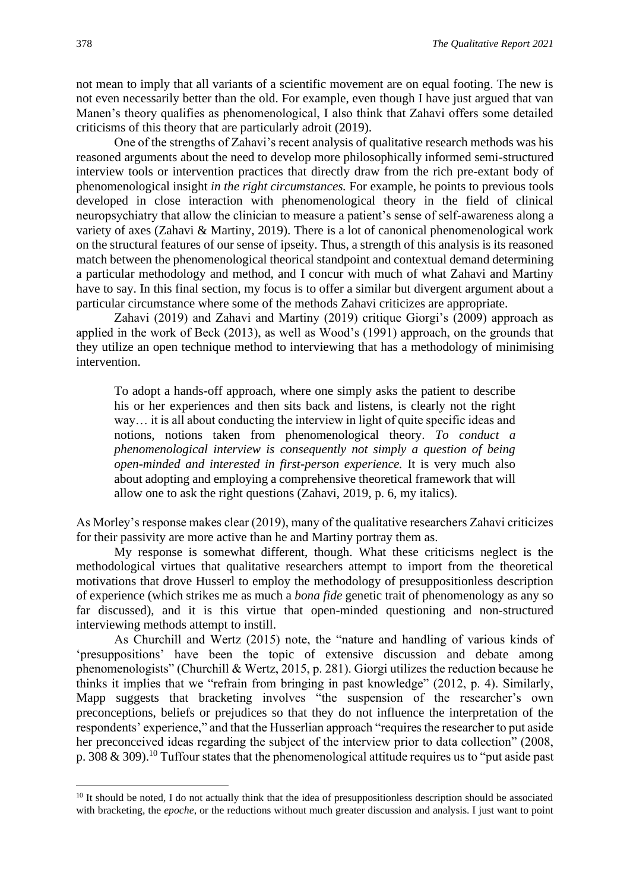not mean to imply that all variants of a scientific movement are on equal footing. The new is not even necessarily better than the old. For example, even though I have just argued that van Manen's theory qualifies as phenomenological, I also think that Zahavi offers some detailed criticisms of this theory that are particularly adroit (2019).

One of the strengths of Zahavi's recent analysis of qualitative research methods was his reasoned arguments about the need to develop more philosophically informed semi-structured interview tools or intervention practices that directly draw from the rich pre-extant body of phenomenological insight *in the right circumstances.* For example, he points to previous tools developed in close interaction with phenomenological theory in the field of clinical neuropsychiatry that allow the clinician to measure a patient's sense of self-awareness along a variety of axes (Zahavi & Martiny, 2019). There is a lot of canonical phenomenological work on the structural features of our sense of ipseity. Thus, a strength of this analysis is its reasoned match between the phenomenological theorical standpoint and contextual demand determining a particular methodology and method, and I concur with much of what Zahavi and Martiny have to say. In this final section, my focus is to offer a similar but divergent argument about a particular circumstance where some of the methods Zahavi criticizes are appropriate.

Zahavi (2019) and Zahavi and Martiny (2019) critique Giorgi's (2009) approach as applied in the work of Beck (2013), as well as Wood's (1991) approach, on the grounds that they utilize an open technique method to interviewing that has a methodology of minimising intervention.

> To adopt a hands-off approach, where one simply asks the patient to describe his or her experiences and then sits back and listens, is clearly not the right way… it is all about conducting the interview in light of quite specific ideas and notions, notions taken from phenomenological theory. *To conduct a phenomenological interview is consequently not simply a question of being open-minded and interested in first-person experience.* It is very much also about adopting and employing a comprehensive theoretical framework that will allow one to ask the right questions (Zahavi, 2019, p. 6, my italics).

As Morley's response makes clear (2019), many of the qualitative researchers Zahavi criticizes for their passivity are more active than he and Martiny portray them as.

My response is somewhat different, though. What these criticisms neglect is the methodological virtues that qualitative researchers attempt to import from the theoretical motivations that drove Husserl to employ the methodology of presuppositionless description of experience (which strikes me as much a *bona fide* genetic trait of phenomenology as any so far discussed), and it is this virtue that open-minded questioning and non-structured interviewing methods attempt to instill.

As Churchill and Wertz (2015) note, the "nature and handling of various kinds of 'presuppositions' have been the topic of extensive discussion and debate among phenomenologists" (Churchill & Wertz, 2015, p. 281). Giorgi utilizes the reduction because he thinks it implies that we "refrain from bringing in past knowledge" (2012, p. 4). Similarly, Mapp suggests that bracketing involves "the suspension of the researcher's own preconceptions, beliefs or prejudices so that they do not influence the interpretation of the respondents' experience," and that the Husserlian approach "requires the researcher to put aside her preconceived ideas regarding the subject of the interview prior to data collection" (2008, p. 308 & 309).[10] Tuffour states that the phenomenological attitude requires us to "put aside past

[10] It should be noted, I do not actually think that the idea of presuppositionless description should be associated with bracketing, the *epoche*, or the reductions without much greater discussion and analysis. I just want to point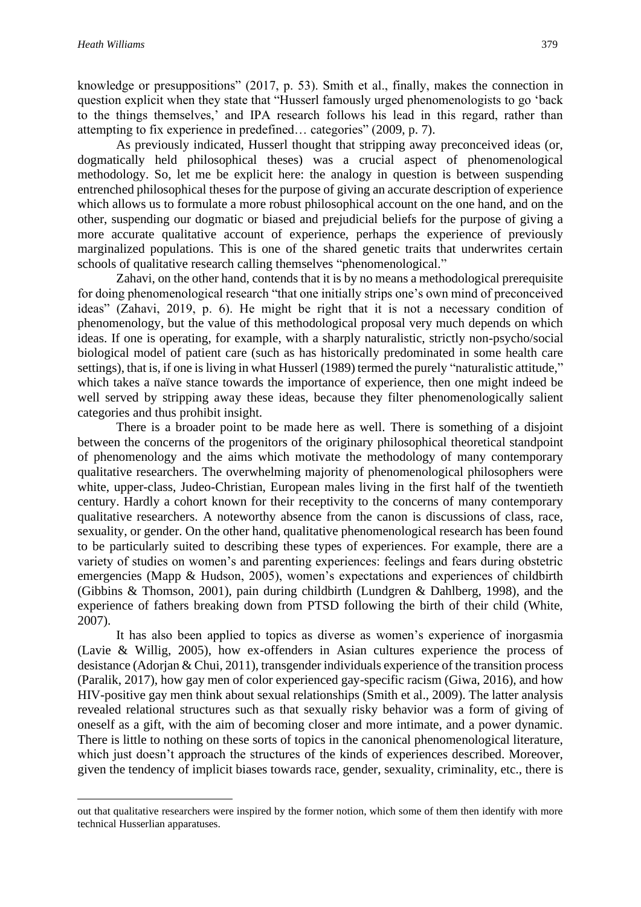knowledge or presuppositions" (2017, p. 53). Smith et al., finally, makes the connection in question explicit when they state that "Husserl famously urged phenomenologists to go 'back to the things themselves,' and IPA research follows his lead in this regard, rather than attempting to fix experience in predefined… categories" (2009, p. 7).

As previously indicated, Husserl thought that stripping away preconceived ideas (or, dogmatically held philosophical theses) was a crucial aspect of phenomenological methodology. So, let me be explicit here: the analogy in question is between suspending entrenched philosophical theses for the purpose of giving an accurate description of experience which allows us to formulate a more robust philosophical account on the one hand, and on the other, suspending our dogmatic or biased and prejudicial beliefs for the purpose of giving a more accurate qualitative account of experience, perhaps the experience of previously marginalized populations. This is one of the shared genetic traits that underwrites certain schools of qualitative research calling themselves "phenomenological."

Zahavi, on the other hand, contends that it is by no means a methodological prerequisite for doing phenomenological research "that one initially strips one's own mind of preconceived ideas" (Zahavi, 2019, p. 6). He might be right that it is not a necessary condition of phenomenology, but the value of this methodological proposal very much depends on which ideas. If one is operating, for example, with a sharply naturalistic, strictly non-psycho/social biological model of patient care (such as has historically predominated in some health care settings), that is, if one is living in what Husserl (1989) termed the purely "naturalistic attitude," which takes a naïve stance towards the importance of experience, then one might indeed be well served by stripping away these ideas, because they filter phenomenologically salient categories and thus prohibit insight.

There is a broader point to be made here as well. There is something of a disjoint between the concerns of the progenitors of the originary philosophical theoretical standpoint of phenomenology and the aims which motivate the methodology of many contemporary qualitative researchers. The overwhelming majority of phenomenological philosophers were white, upper-class, Judeo-Christian, European males living in the first half of the twentieth century. Hardly a cohort known for their receptivity to the concerns of many contemporary qualitative researchers. A noteworthy absence from the canon is discussions of class, race, sexuality, or gender. On the other hand, qualitative phenomenological research has been found to be particularly suited to describing these types of experiences. For example, there are a variety of studies on women's and parenting experiences: feelings and fears during obstetric emergencies (Mapp & Hudson, 2005), women's expectations and experiences of childbirth (Gibbins & Thomson, 2001), pain during childbirth (Lundgren & Dahlberg, 1998), and the experience of fathers breaking down from PTSD following the birth of their child (White, 2007).

It has also been applied to topics as diverse as women's experience of inorgasmia (Lavie & Willig, 2005), how ex-offenders in Asian cultures experience the process of desistance (Adorjan & Chui, 2011), transgender individuals experience of the transition process (Paralik, 2017), how gay men of color experienced gay-specific racism (Giwa, 2016), and how HIV-positive gay men think about sexual relationships (Smith et al., 2009). The latter analysis revealed relational structures such as that sexually risky behavior was a form of giving of oneself as a gift, with the aim of becoming closer and more intimate, and a power dynamic. There is little to nothing on these sorts of topics in the canonical phenomenological literature, which just doesn't approach the structures of the kinds of experiences described. Moreover, given the tendency of implicit biases towards race, gender, sexuality, criminality, etc., there is

out that qualitative researchers were inspired by the former notion, which some of them then identify with more technical Husserlian apparatuses.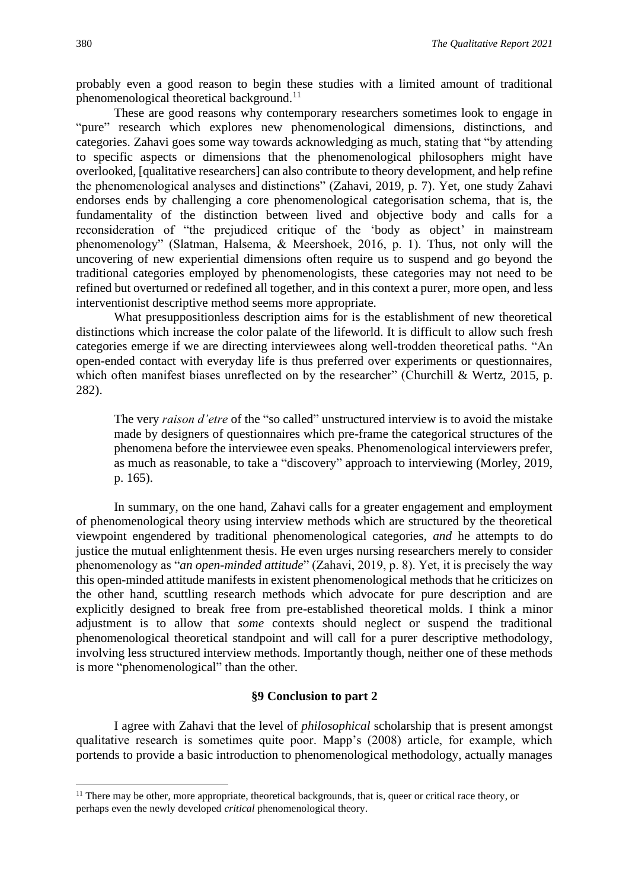probably even a good reason to begin these studies with a limited amount of traditional phenomenological theoretical background.[11]

These are good reasons why contemporary researchers sometimes look to engage in "pure" research which explores new phenomenological dimensions, distinctions, and categories. Zahavi goes some way towards acknowledging as much, stating that "by attending to specific aspects or dimensions that the phenomenological philosophers might have overlooked, [qualitative researchers] can also contribute to theory development, and help refine the phenomenological analyses and distinctions" (Zahavi, 2019, p. 7). Yet, one study Zahavi endorses ends by challenging a core phenomenological categorisation schema, that is, the fundamentality of the distinction between lived and objective body and calls for a reconsideration of "the prejudiced critique of the 'body as object' in mainstream phenomenology" (Slatman, Halsema, & Meershoek, 2016, p. 1). Thus, not only will the uncovering of new experiential dimensions often require us to suspend and go beyond the traditional categories employed by phenomenologists, these categories may not need to be refined but overturned or redefined all together, and in this context a purer, more open, and less interventionist descriptive method seems more appropriate.

What presuppositionless description aims for is the establishment of new theoretical distinctions which increase the color palate of the lifeworld. It is difficult to allow such fresh categories emerge if we are directing interviewees along well-trodden theoretical paths. "An open-ended contact with everyday life is thus preferred over experiments or questionnaires, which often manifest biases unreflected on by the researcher" (Churchill & Wertz, 2015, p. 282).

> The very *raison d'etre* of the "so called" unstructured interview is to avoid the mistake made by designers of questionnaires which pre-frame the categorical structures of the phenomena before the interviewee even speaks. Phenomenological interviewers prefer, as much as reasonable, to take a "discovery" approach to interviewing (Morley, 2019, p. 165).

In summary, on the one hand, Zahavi calls for a greater engagement and employment of phenomenological theory using interview methods which are structured by the theoretical viewpoint engendered by traditional phenomenological categories, *and* he attempts to do justice the mutual enlightenment thesis. He even urges nursing researchers merely to consider phenomenology as "*an open-minded attitude*" (Zahavi, 2019, p. 8). Yet, it is precisely the way this open-minded attitude manifests in existent phenomenological methods that he criticizes on the other hand, scuttling research methods which advocate for pure description and are explicitly designed to break free from pre-established theoretical molds. I think a minor adjustment is to allow that *some* contexts should neglect or suspend the traditional phenomenological theoretical standpoint and will call for a purer descriptive methodology, involving less structured interview methods. Importantly though, neither one of these methods is more "phenomenological" than the other.

### §9 Conclusion to part 2

I agree with Zahavi that the level of *philosophical* scholarship that is present amongst qualitative research is sometimes quite poor. Mapp's (2008) article, for example, which portends to provide a basic introduction to phenomenological methodology, actually manages

[11] There may be other, more appropriate, theoretical backgrounds, that is, queer or critical race theory, or perhaps even the newly developed *critical* phenomenological theory.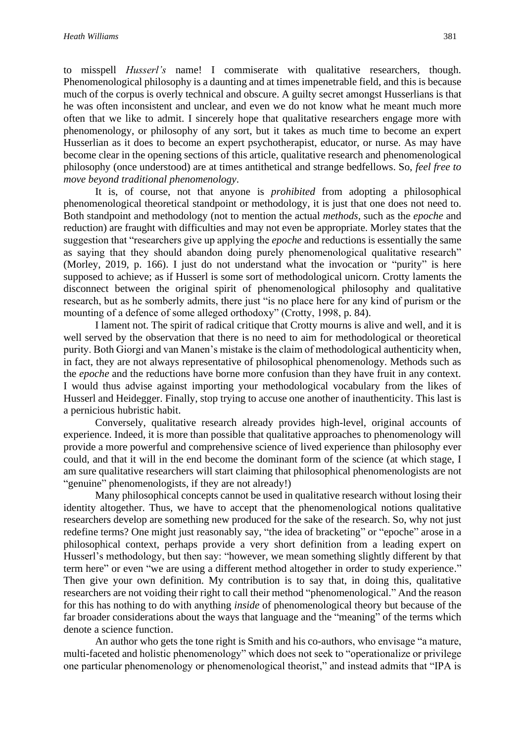to misspell *Husserl's* name! I commiserate with qualitative researchers, though. Phenomenological philosophy is a daunting and at times impenetrable field, and this is because much of the corpus is overly technical and obscure. A guilty secret amongst Husserlians is that he was often inconsistent and unclear, and even we do not know what he meant much more often that we like to admit. I sincerely hope that qualitative researchers engage more with phenomenology, or philosophy of any sort, but it takes as much time to become an expert Husserlian as it does to become an expert psychotherapist, educator, or nurse. As may have become clear in the opening sections of this article, qualitative research and phenomenological philosophy (once understood) are at times antithetical and strange bedfellows. So, *feel free to move beyond traditional phenomenology*.

It is, of course, not that anyone is *prohibited* from adopting a philosophical phenomenological theoretical standpoint or methodology, it is just that one does not need to. Both standpoint and methodology (not to mention the actual *methods*, such as the *epoche* and reduction) are fraught with difficulties and may not even be appropriate. Morley states that the suggestion that "researchers give up applying the *epoche* and reductions is essentially the same as saying that they should abandon doing purely phenomenological qualitative research" (Morley, 2019, p. 166). I just do not understand what the invocation or "purity" is here supposed to achieve; as if Husserl is some sort of methodological unicorn. Crotty laments the disconnect between the original spirit of phenomenological philosophy and qualitative research, but as he somberly admits, there just "is no place here for any kind of purism or the mounting of a defence of some alleged orthodoxy" (Crotty, 1998, p. 84).

I lament not. The spirit of radical critique that Crotty mourns is alive and well, and it is well served by the observation that there is no need to aim for methodological or theoretical purity. Both Giorgi and van Manen's mistake is the claim of methodological authenticity when, in fact, they are not always representative of philosophical phenomenology. Methods such as the *epoche* and the reductions have borne more confusion than they have fruit in any context. I would thus advise against importing your methodological vocabulary from the likes of Husserl and Heidegger. Finally, stop trying to accuse one another of inauthenticity. This last is a pernicious hubristic habit.

Conversely, qualitative research already provides high-level, original accounts of experience. Indeed, it is more than possible that qualitative approaches to phenomenology will provide a more powerful and comprehensive science of lived experience than philosophy ever could, and that it will in the end become the dominant form of the science (at which stage, I am sure qualitative researchers will start claiming that philosophical phenomenologists are not "genuine" phenomenologists, if they are not already!)

Many philosophical concepts cannot be used in qualitative research without losing their identity altogether. Thus, we have to accept that the phenomenological notions qualitative researchers develop are something new produced for the sake of the research. So, why not just redefine terms? One might just reasonably say, "the idea of bracketing" or "epoche" arose in a philosophical context, perhaps provide a very short definition from a leading expert on Husserl's methodology, but then say: "however, we mean something slightly different by that term here" or even "we are using a different method altogether in order to study experience." Then give your own definition. My contribution is to say that, in doing this, qualitative researchers are not voiding their right to call their method "phenomenological." And the reason for this has nothing to do with anything *inside* of phenomenological theory but because of the far broader considerations about the ways that language and the "meaning" of the terms which denote a science function.

An author who gets the tone right is Smith and his co-authors, who envisage "a mature, multi-faceted and holistic phenomenology" which does not seek to "operationalize or privilege one particular phenomenology or phenomenological theorist," and instead admits that "IPA is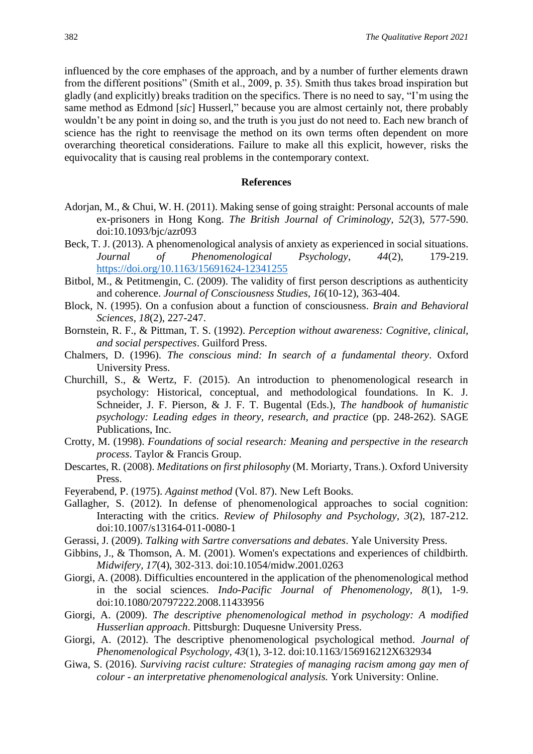influenced by the core emphases of the approach, and by a number of further elements drawn from the different positions" (Smith et al., 2009, p. 35). Smith thus takes broad inspiration but gladly (and explicitly) breaks tradition on the specifics. There is no need to say, "I'm using the same method as Edmond [*sic*] Husserl," because you are almost certainly not, there probably wouldn't be any point in doing so, and the truth is you just do not need to. Each new branch of science has the right to reenvisage the method on its own terms often dependent on more overarching theoretical considerations. Failure to make all this explicit, however, risks the equivocality that is causing real problems in the contemporary context.

## References

Adorjan, M., & Chui, W. H. (2011). Making sense of going straight: Personal accounts of male ex-prisoners in Hong Kong. *The British Journal of Criminology*, *52*(3), 577-590. doi:10.1093/bjc/azr093

Beck, T. J. (2013). A phenomenological analysis of anxiety as experienced in social situations. *Journal of Phenomenological Psychology*, *44*(2), 179-219. https://doi.org/10.1163/15691624-12341255

Bitbol, M., & Petitmengin, C. (2009). The validity of first person descriptions as authenticity and coherence. *Journal of Consciousness Studies*, *16*(10-12), 363-404.

Block, N. (1995). On a confusion about a function of consciousness. *Brain and Behavioral Sciences*, *18*(2), 227-247.

Bornstein, R. F., & Pittman, T. S. (1992). *Perception without awareness: Cognitive, clinical, and social perspectives*. Guilford Press.

Chalmers, D. (1996). *The conscious mind: In search of a fundamental theory*. Oxford University Press.

Churchill, S., & Wertz, F. (2015). An introduction to phenomenological research in psychology: Historical, conceptual, and methodological foundations. In K. J. Schneider, J. F. Pierson, & J. F. T. Bugental (Eds.), *The handbook of humanistic psychology: Leading edges in theory, research, and practice* (pp. 248-262). SAGE Publications, Inc.

Crotty, M. (1998). *Foundations of social research: Meaning and perspective in the research process*. Taylor & Francis Group.

Descartes, R. (2008). *Meditations on first philosophy* (M. Moriarty, Trans.). Oxford University Press.

Feyerabend, P. (1975). *Against method* (Vol. 87). New Left Books.

Gallagher, S. (2012). In defense of phenomenological approaches to social cognition: Interacting with the critics. *Review of Philosophy and Psychology*, *3*(2), 187-212. doi:10.1007/s13164-011-0080-1

Gerassi, J. (2009). *Talking with Sartre conversations and debates*. Yale University Press.

Gibbins, J., & Thomson, A. M. (2001). Women's expectations and experiences of childbirth. *Midwifery*, *17*(4), 302-313. doi:10.1054/midw.2001.0263

Giorgi, A. (2008). Difficulties encountered in the application of the phenomenological method in the social sciences. *Indo-Pacific Journal of Phenomenology*, *8*(1), 1-9. doi:10.1080/20797222.2008.11433956

Giorgi, A. (2009). *The descriptive phenomenological method in psychology: A modified Husserlian approach*. Pittsburgh: Duquesne University Press.

Giorgi, A. (2012). The descriptive phenomenological psychological method. *Journal of Phenomenological Psychology*, *43*(1), 3-12. doi:10.1163/156916212X632934

Giwa, S. (2016). *Surviving racist culture: Strategies of managing racism among gay men of colour - an interpretative phenomenological analysis.* York University: Online.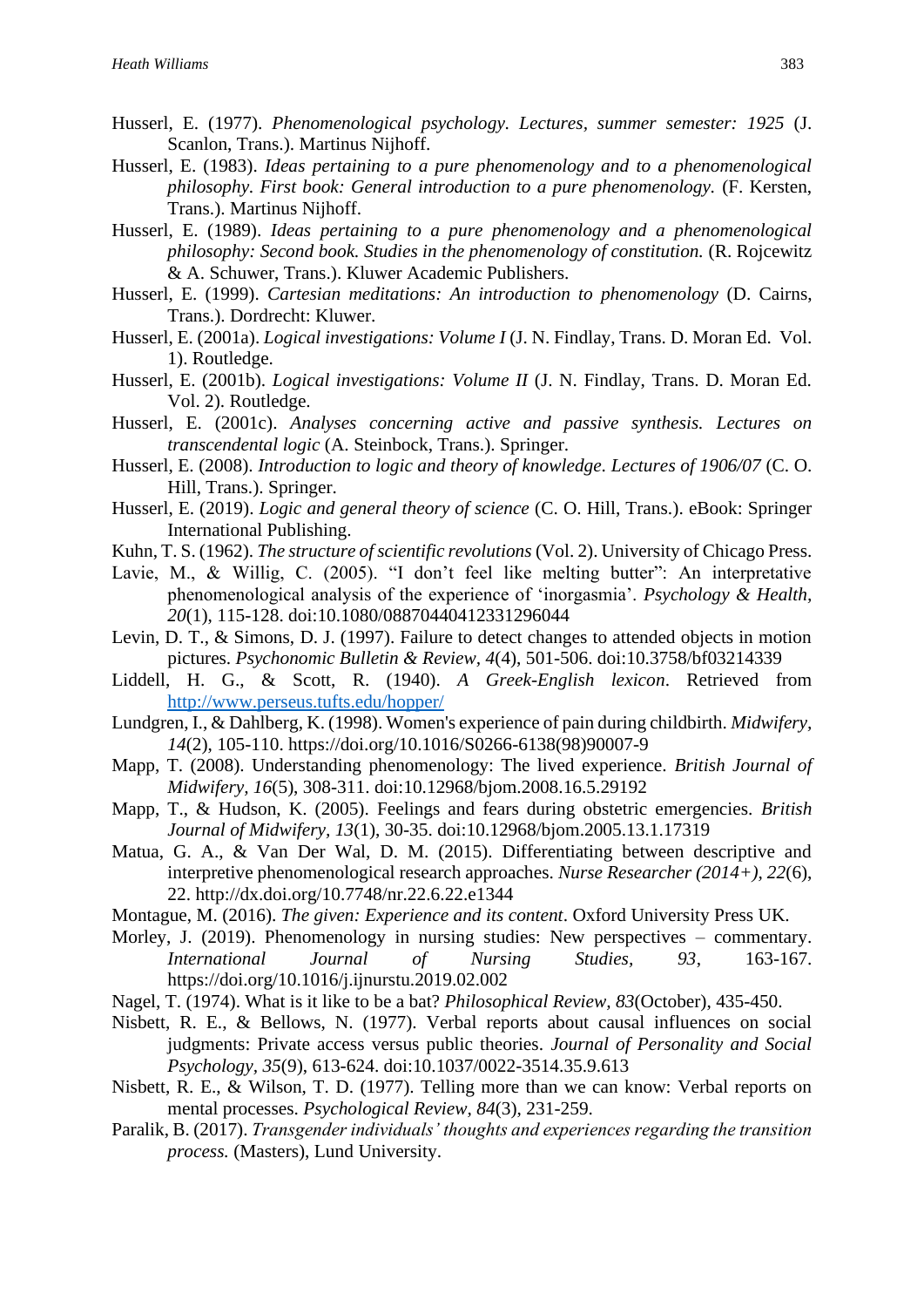Husserl, E. (1977). *Phenomenological psychology. Lectures, summer semester: 1925* (J. Scanlon, Trans.). Martinus Nijhoff.

Husserl, E. (1983). *Ideas pertaining to a pure phenomenology and to a phenomenological philosophy. First book: General introduction to a pure phenomenology.* (F. Kersten, Trans.). Martinus Nijhoff.

Husserl, E. (1989). *Ideas pertaining to a pure phenomenology and a phenomenological philosophy: Second book. Studies in the phenomenology of constitution.* (R. Rojcewitz & A. Schuwer, Trans.). Kluwer Academic Publishers.

Husserl, E. (1999). *Cartesian meditations: An introduction to phenomenology* (D. Cairns, Trans.). Dordrecht: Kluwer.

Husserl, E. (2001a). *Logical investigations: Volume I* (J. N. Findlay, Trans. D. Moran Ed. Vol. 1). Routledge.

Husserl, E. (2001b). *Logical investigations: Volume II* (J. N. Findlay, Trans. D. Moran Ed. Vol. 2). Routledge.

Husserl, E. (2001c). *Analyses concerning active and passive synthesis. Lectures on transcendental logic* (A. Steinbock, Trans.). Springer.

Husserl, E. (2008). *Introduction to logic and theory of knowledge. Lectures of 1906/07* (C. O. Hill, Trans.). Springer.

Husserl, E. (2019). *Logic and general theory of science* (C. O. Hill, Trans.). eBook: Springer International Publishing.

Kuhn, T. S. (1962). *The structure of scientific revolutions* (Vol. 2). University of Chicago Press.

Lavie, M., & Willig, C. (2005). "I don't feel like melting butter": An interpretative phenomenological analysis of the experience of 'inorgasmia'. *Psychology & Health, 20*(1), 115-128. doi:10.1080/08870440412331296044

Levin, D. T., & Simons, D. J. (1997). Failure to detect changes to attended objects in motion pictures. *Psychonomic Bulletin & Review, 4*(4), 501-506. doi:10.3758/bf03214339

Liddell, H. G., & Scott, R. (1940). *A Greek-English lexicon*. Retrieved from http://www.perseus.tufts.edu/hopper/

Lundgren, I., & Dahlberg, K. (1998). Women's experience of pain during childbirth. *Midwifery, 14*(2), 105-110. https://doi.org/10.1016/S0266-6138(98)90007-9

Mapp, T. (2008). Understanding phenomenology: The lived experience. *British Journal of Midwifery, 16*(5), 308-311. doi:10.12968/bjom.2008.16.5.29192

Mapp, T., & Hudson, K. (2005). Feelings and fears during obstetric emergencies. *British Journal of Midwifery, 13*(1), 30-35. doi:10.12968/bjom.2005.13.1.17319

Matua, G. A., & Van Der Wal, D. M. (2015). Differentiating between descriptive and interpretive phenomenological research approaches. *Nurse Researcher (2014+), 22*(6), 22. http://dx.doi.org/10.7748/nr.22.6.22.e1344

Montague, M. (2016). *The given: Experience and its content*. Oxford University Press UK.

Morley, J. (2019). Phenomenology in nursing studies: New perspectives – commentary. *International Journal of Nursing Studies, 93*, 163-167. https://doi.org/10.1016/j.ijnurstu.2019.02.002

Nagel, T. (1974). What is it like to be a bat? *Philosophical Review, 83*(October), 435-450.

Nisbett, R. E., & Bellows, N. (1977). Verbal reports about causal influences on social judgments: Private access versus public theories. *Journal of Personality and Social Psychology, 35*(9), 613-624. doi:10.1037/0022-3514.35.9.613

Nisbett, R. E., & Wilson, T. D. (1977). Telling more than we can know: Verbal reports on mental processes. *Psychological Review, 84*(3), 231-259.

Paralik, B. (2017). *Transgender individuals' thoughts and experiences regarding the transition process.* (Masters), Lund University.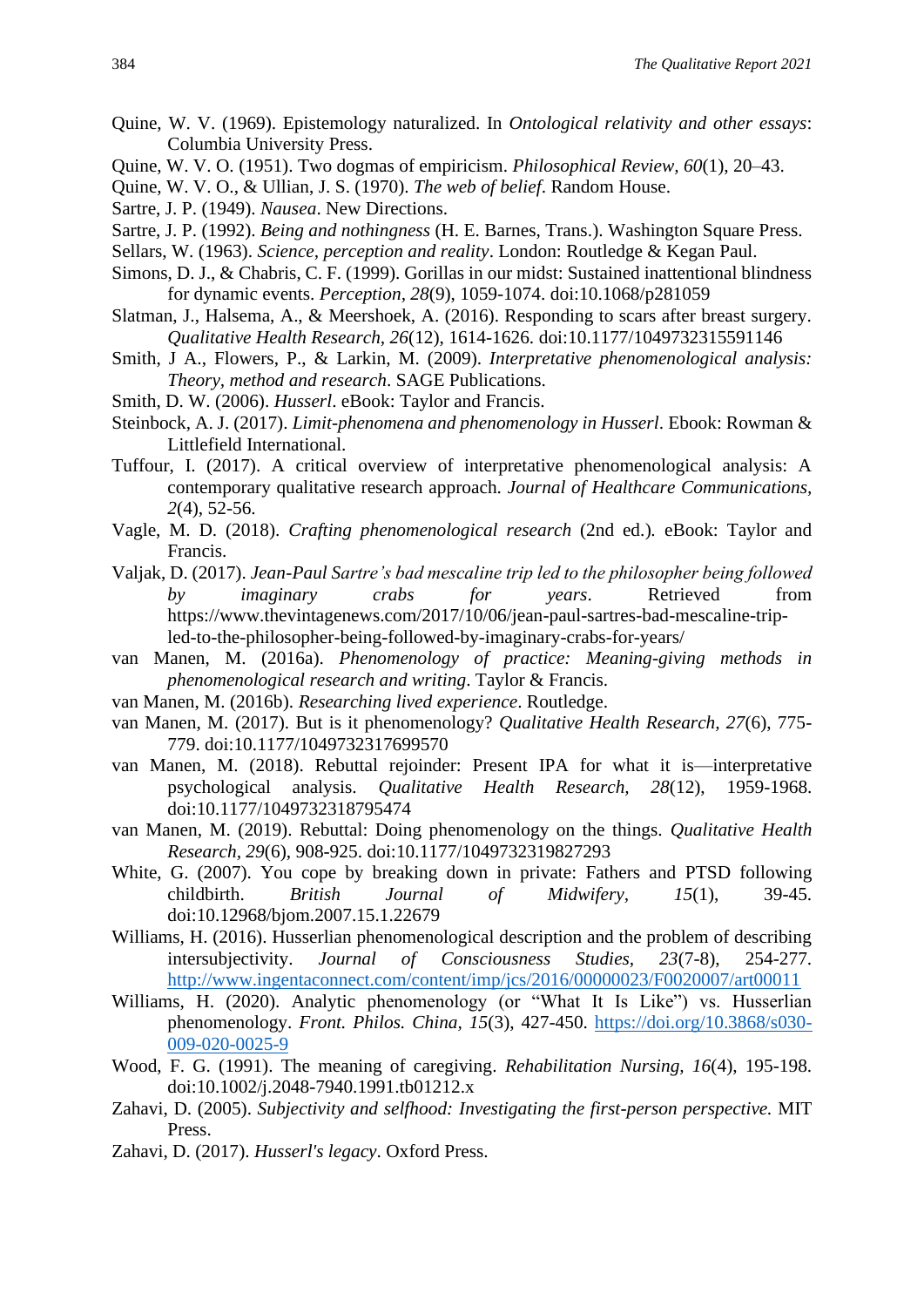Quine, W. V. (1969). Epistemology naturalized. In *Ontological relativity and other essays*: Columbia University Press.

Quine, W. V. O. (1951). Two dogmas of empiricism. *Philosophical Review, 60*(1), 20–43.

Quine, W. V. O., & Ullian, J. S. (1970). *The web of belief*. Random House.

Sartre, J. P. (1949). *Nausea*. New Directions.

Sartre, J. P. (1992). *Being and nothingness* (H. E. Barnes, Trans.). Washington Square Press.

Sellars, W. (1963). *Science, perception and reality*. London: Routledge & Kegan Paul.

Simons, D. J., & Chabris, C. F. (1999). Gorillas in our midst: Sustained inattentional blindness for dynamic events. *Perception, 28*(9), 1059-1074. doi:10.1068/p281059

Slatman, J., Halsema, A., & Meershoek, A. (2016). Responding to scars after breast surgery. *Qualitative Health Research, 26*(12), 1614-1626. doi:10.1177/1049732315591146

Smith, J A., Flowers, P., & Larkin, M. (2009). *Interpretative phenomenological analysis: Theory, method and research*. SAGE Publications.

Smith, D. W. (2006). *Husserl*. eBook: Taylor and Francis.

Steinbock, A. J. (2017). *Limit-phenomena and phenomenology in Husserl*. Ebook: Rowman & Littlefield International.

Tuffour, I. (2017). A critical overview of interpretative phenomenological analysis: A contemporary qualitative research approach. *Journal of Healthcare Communications, 2*(4), 52-56.

Vagle, M. D. (2018). *Crafting phenomenological research* (2nd ed.). eBook: Taylor and Francis.

Valjak, D. (2017). *Jean-Paul Sartre's bad mescaline trip led to the philosopher being followed by imaginary crabs for years*. Retrieved from https://www.thevintagenews.com/2017/10/06/jean-paul-sartres-bad-mescaline-trip-led-to-the-philosopher-being-followed-by-imaginary-crabs-for-years/

van Manen, M. (2016a). *Phenomenology of practice: Meaning-giving methods in phenomenological research and writing*. Taylor & Francis.

van Manen, M. (2016b). *Researching lived experience*. Routledge.

van Manen, M. (2017). But is it phenomenology? *Qualitative Health Research, 27*(6), 775-779. doi:10.1177/1049732317699570

van Manen, M. (2018). Rebuttal rejoinder: Present IPA for what it is—interpretative psychological analysis. *Qualitative Health Research, 28*(12), 1959-1968. doi:10.1177/1049732318795474

van Manen, M. (2019). Rebuttal: Doing phenomenology on the things. *Qualitative Health Research, 29*(6), 908-925. doi:10.1177/1049732319827293

White, G. (2007). You cope by breaking down in private: Fathers and PTSD following childbirth. *British Journal of Midwifery, 15*(1), 39-45. doi:10.12968/bjom.2007.15.1.22679

Williams, H. (2016). Husserlian phenomenological description and the problem of describing intersubjectivity. *Journal of Consciousness Studies, 23*(7-8), 254-277. http://www.ingentaconnect.com/content/imp/jcs/2016/00000023/F0020007/art00011

Williams, H. (2020). Analytic phenomenology (or "What It Is Like") vs. Husserlian phenomenology. *Front. Philos. China, 15*(3), 427-450. https://doi.org/10.3868/s030-009-020-0025-9

Wood, F. G. (1991). The meaning of caregiving. *Rehabilitation Nursing, 16*(4), 195-198. doi:10.1002/j.2048-7940.1991.tb01212.x

Zahavi, D. (2005). *Subjectivity and selfhood: Investigating the first-person perspective.* MIT Press.

Zahavi, D. (2017). *Husserl's legacy*. Oxford Press.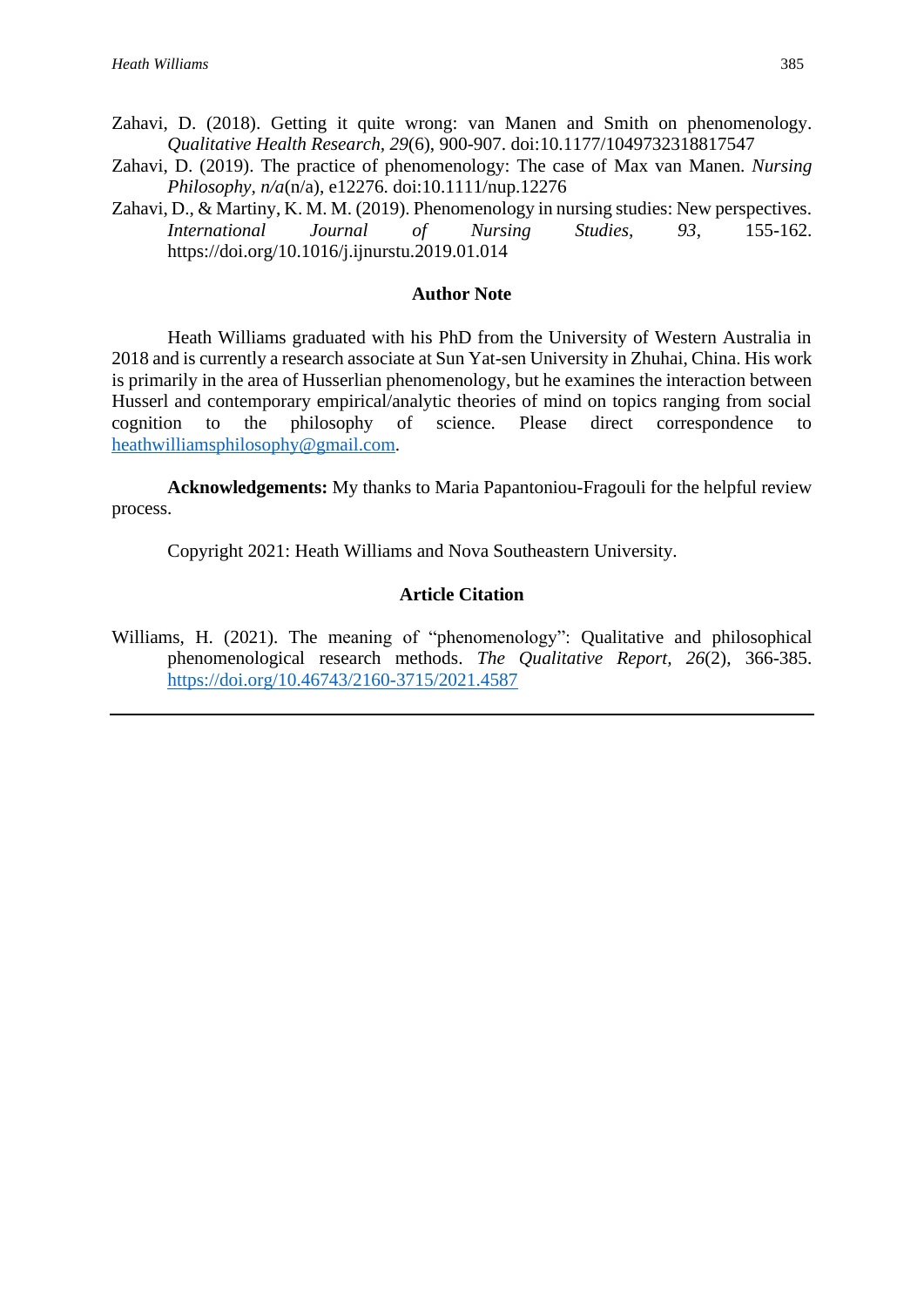Zahavi, D. (2018). Getting it quite wrong: van Manen and Smith on phenomenology. *Qualitative Health Research, 29*(6), 900-907. doi:10.1177/1049732318817547

Zahavi, D. (2019). The practice of phenomenology: The case of Max van Manen. *Nursing Philosophy, n/a*(n/a), e12276. doi:10.1111/nup.12276

Zahavi, D., & Martiny, K. M. M. (2019). Phenomenology in nursing studies: New perspectives. *International Journal of Nursing Studies, 93*, 155-162. https://doi.org/10.1016/j.ijnurstu.2019.01.014

## Author Note

Heath Williams graduated with his PhD from the University of Western Australia in 2018 and is currently a research associate at Sun Yat-sen University in Zhuhai, China. His work is primarily in the area of Husserlian phenomenology, but he examines the interaction between Husserl and contemporary empirical/analytic theories of mind on topics ranging from social cognition to the philosophy of science. Please direct correspondence to heathwilliamsphilosophy@gmail.com.

**Acknowledgements:** My thanks to Maria Papantoniou-Fragouli for the helpful review process.

Copyright 2021: Heath Williams and Nova Southeastern University.

## Article Citation

Williams, H. (2021). The meaning of "phenomenology": Qualitative and philosophical phenomenological research methods. *The Qualitative Report, 26*(2), 366-385. https://doi.org/10.46743/2160-3715/2021.4587